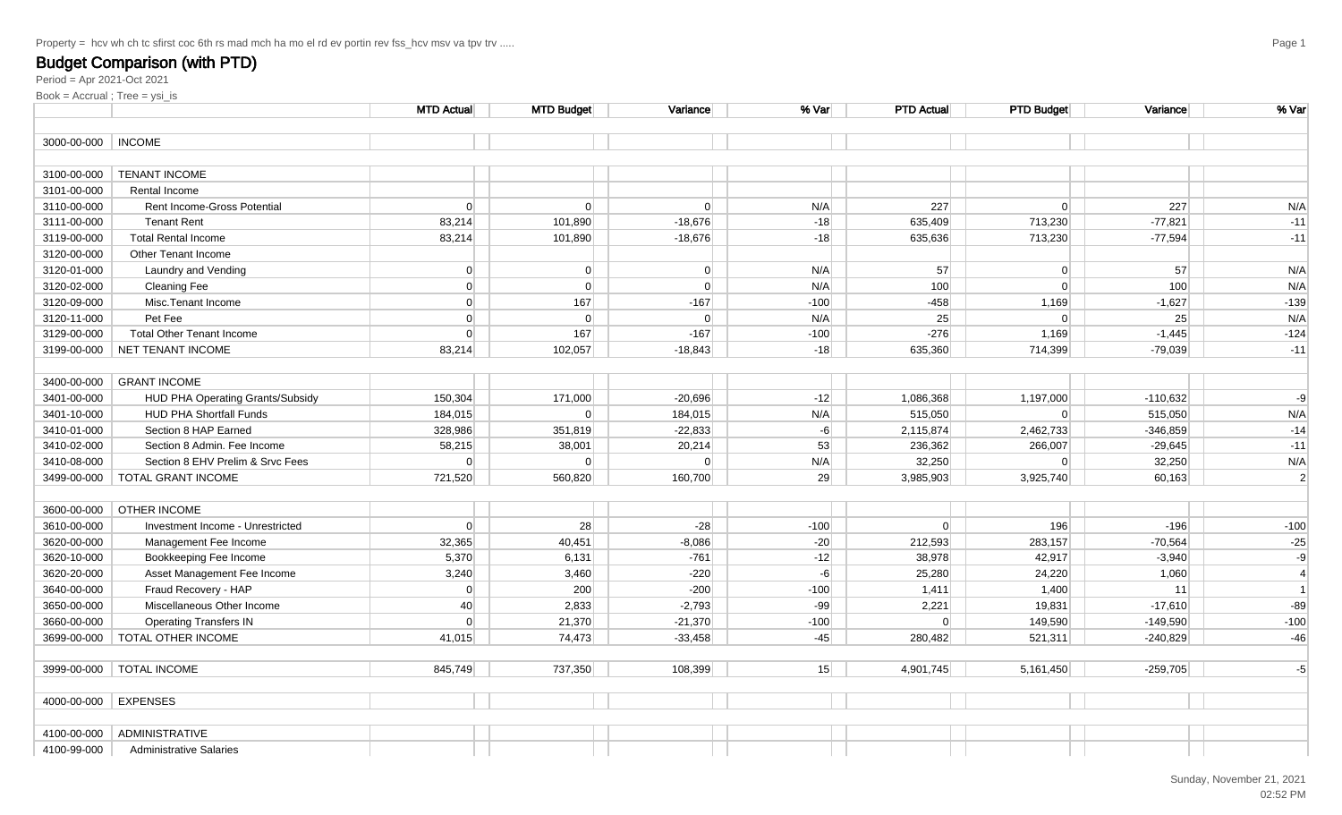Property = hcv wh ch tc sfirst coc 6th rs mad mch ha mo el rd ev portin rev fss_hcv msv va tpv trv .....

## Budget Comparison (with PTD)

Period = Apr 2021-Oct 2021

Book = Accrual ; Tree = ysi_is

| | | MTD Actual | MTD Budget | Variance | % Var | PTD Actual | PTD Budget | Variance | % Var |
|---|---|---|---|---|---|---|---|---|---|
| 3000-00-000 | INCOME | | | | | | | | |
| 3100-00-000 | TENANT INCOME | | | | | | | | |
| 3101-00-000 | Rental Income | | | | | | | | |
| 3110-00-000 | Rent Income-Gross Potential | 0 | 0 | 0 | N/A | 227 | 0 | 227 | N/A |
| 3111-00-000 | Tenant Rent | 83,214 | 101,890 | -18,676 | -18 | 635,409 | 713,230 | -77,821 | -11 |
| 3119-00-000 | Total Rental Income | 83,214 | 101,890 | -18,676 | -18 | 635,636 | 713,230 | -77,594 | -11 |
| 3120-00-000 | Other Tenant Income | | | | | | | | |
| 3120-01-000 | Laundry and Vending | 0 | 0 | 0 | N/A | 57 | 0 | 57 | N/A |
| 3120-02-000 | Cleaning Fee | 0 | 0 | 0 | N/A | 100 | 0 | 100 | N/A |
| 3120-09-000 | Misc.Tenant Income | 0 | 167 | -167 | -100 | -458 | 1,169 | -1,627 | -139 |
| 3120-11-000 | Pet Fee | 0 | 0 | 0 | N/A | 25 | 0 | 25 | N/A |
| 3129-00-000 | Total Other Tenant Income | 0 | 167 | -167 | -100 | -276 | 1,169 | -1,445 | -124 |
| 3199-00-000 | NET TENANT INCOME | 83,214 | 102,057 | -18,843 | -18 | 635,360 | 714,399 | -79,039 | -11 |
| 3400-00-000 | GRANT INCOME | | | | | | | | |
| 3401-00-000 | HUD PHA Operating Grants/Subsidy | 150,304 | 171,000 | -20,696 | -12 | 1,086,368 | 1,197,000 | -110,632 | -9 |
| 3401-10-000 | HUD PHA Shortfall Funds | 184,015 | 0 | 184,015 | N/A | 515,050 | 0 | 515,050 | N/A |
| 3410-01-000 | Section 8 HAP Earned | 328,986 | 351,819 | -22,833 | -6 | 2,115,874 | 2,462,733 | -346,859 | -14 |
| 3410-02-000 | Section 8 Admin. Fee Income | 58,215 | 38,001 | 20,214 | 53 | 236,362 | 266,007 | -29,645 | -11 |
| 3410-08-000 | Section 8 EHV Prelim & Srvc Fees | 0 | 0 | 0 | N/A | 32,250 | 0 | 32,250 | N/A |
| 3499-00-000 | TOTAL GRANT INCOME | 721,520 | 560,820 | 160,700 | 29 | 3,985,903 | 3,925,740 | 60,163 | 2 |
| 3600-00-000 | OTHER INCOME | | | | | | | | |
| 3610-00-000 | Investment Income - Unrestricted | 0 | 28 | -28 | -100 | 0 | 196 | -196 | -100 |
| 3620-00-000 | Management Fee Income | 32,365 | 40,451 | -8,086 | -20 | 212,593 | 283,157 | -70,564 | -25 |
| 3620-10-000 | Bookkeeping Fee Income | 5,370 | 6,131 | -761 | -12 | 38,978 | 42,917 | -3,940 | -9 |
| 3620-20-000 | Asset Management Fee Income | 3,240 | 3,460 | -220 | -6 | 25,280 | 24,220 | 1,060 | 4 |
| 3640-00-000 | Fraud Recovery - HAP | 0 | 200 | -200 | -100 | 1,411 | 1,400 | 11 | 1 |
| 3650-00-000 | Miscellaneous Other Income | 40 | 2,833 | -2,793 | -99 | 2,221 | 19,831 | -17,610 | -89 |
| 3660-00-000 | Operating Transfers IN | 0 | 21,370 | -21,370 | -100 | 0 | 149,590 | -149,590 | -100 |
| 3699-00-000 | TOTAL OTHER INCOME | 41,015 | 74,473 | -33,458 | -45 | 280,482 | 521,311 | -240,829 | -46 |
| 3999-00-000 | TOTAL INCOME | 845,749 | 737,350 | 108,399 | 15 | 4,901,745 | 5,161,450 | -259,705 | -5 |
| 4000-00-000 | EXPENSES | | | | | | | | |
| 4100-00-000 | ADMINISTRATIVE | | | | | | | | |
| 4100-99-000 | Administrative Salaries | | | | | | | | |

Sunday, November 21, 2021
02:52 PM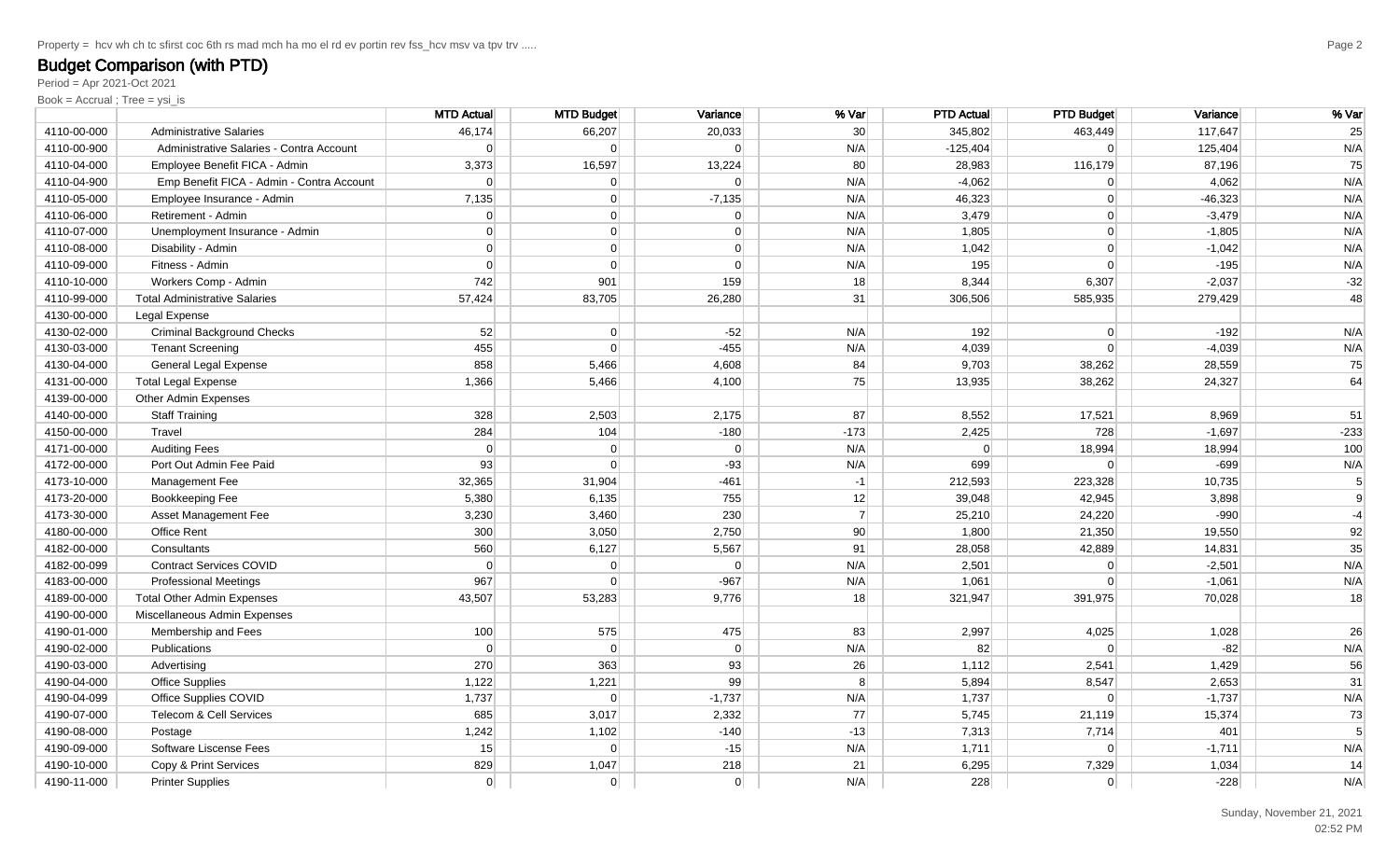Property = hcv wh ch tc sfirst coc 6th rs mad mch ha mo el rd ev portin rev fss_hcv msv va tpv trv .....

## Budget Comparison (with PTD)

Period = Apr 2021-Oct 2021

Book = Accrual ; Tree = ysi_is

| | | MTD Actual | MTD Budget | Variance | % Var | PTD Actual | PTD Budget | Variance | % Var |
|---|---|---|---|---|---|---|---|---|---|
| 4110-00-000 | Administrative Salaries | 46,174 | 66,207 | 20,033 | 30 | 345,802 | 463,449 | 117,647 | 25 |
| 4110-00-900 | Administrative Salaries - Contra Account | 0 | 0 | 0 | N/A | -125,404 | 0 | 125,404 | N/A |
| 4110-04-000 | Employee Benefit FICA - Admin | 3,373 | 16,597 | 13,224 | 80 | 28,983 | 116,179 | 87,196 | 75 |
| 4110-04-900 | Emp Benefit FICA - Admin - Contra Account | 0 | 0 | 0 | N/A | -4,062 | 0 | 4,062 | N/A |
| 4110-05-000 | Employee Insurance - Admin | 7,135 | 0 | -7,135 | N/A | 46,323 | 0 | -46,323 | N/A |
| 4110-06-000 | Retirement - Admin | 0 | 0 | 0 | N/A | 3,479 | 0 | -3,479 | N/A |
| 4110-07-000 | Unemployment Insurance - Admin | 0 | 0 | 0 | N/A | 1,805 | 0 | -1,805 | N/A |
| 4110-08-000 | Disability - Admin | 0 | 0 | 0 | N/A | 1,042 | 0 | -1,042 | N/A |
| 4110-09-000 | Fitness - Admin | 0 | 0 | 0 | N/A | 195 | 0 | -195 | N/A |
| 4110-10-000 | Workers Comp - Admin | 742 | 901 | 159 | 18 | 8,344 | 6,307 | -2,037 | -32 |
| 4110-99-000 | Total Administrative Salaries | 57,424 | 83,705 | 26,280 | 31 | 306,506 | 585,935 | 279,429 | 48 |
| 4130-00-000 | Legal Expense | | | | | | | | |
| 4130-02-000 | Criminal Background Checks | 52 | 0 | -52 | N/A | 192 | 0 | -192 | N/A |
| 4130-03-000 | Tenant Screening | 455 | 0 | -455 | N/A | 4,039 | 0 | -4,039 | N/A |
| 4130-04-000 | General Legal Expense | 858 | 5,466 | 4,608 | 84 | 9,703 | 38,262 | 28,559 | 75 |
| 4131-00-000 | Total Legal Expense | 1,366 | 5,466 | 4,100 | 75 | 13,935 | 38,262 | 24,327 | 64 |
| 4139-00-000 | Other Admin Expenses | | | | | | | | |
| 4140-00-000 | Staff Training | 328 | 2,503 | 2,175 | 87 | 8,552 | 17,521 | 8,969 | 51 |
| 4150-00-000 | Travel | 284 | 104 | -180 | -173 | 2,425 | 728 | -1,697 | -233 |
| 4171-00-000 | Auditing Fees | 0 | 0 | 0 | N/A | 0 | 18,994 | 18,994 | 100 |
| 4172-00-000 | Port Out Admin Fee Paid | 93 | 0 | -93 | N/A | 699 | 0 | -699 | N/A |
| 4173-10-000 | Management Fee | 32,365 | 31,904 | -461 | -1 | 212,593 | 223,328 | 10,735 | 5 |
| 4173-20-000 | Bookkeeping Fee | 5,380 | 6,135 | 755 | 12 | 39,048 | 42,945 | 3,898 | 9 |
| 4173-30-000 | Asset Management Fee | 3,230 | 3,460 | 230 | 7 | 25,210 | 24,220 | -990 | -4 |
| 4180-00-000 | Office Rent | 300 | 3,050 | 2,750 | 90 | 1,800 | 21,350 | 19,550 | 92 |
| 4182-00-000 | Consultants | 560 | 6,127 | 5,567 | 91 | 28,058 | 42,889 | 14,831 | 35 |
| 4182-00-099 | Contract Services COVID | 0 | 0 | 0 | N/A | 2,501 | 0 | -2,501 | N/A |
| 4183-00-000 | Professional Meetings | 967 | 0 | -967 | N/A | 1,061 | 0 | -1,061 | N/A |
| 4189-00-000 | Total Other Admin Expenses | 43,507 | 53,283 | 9,776 | 18 | 321,947 | 391,975 | 70,028 | 18 |
| 4190-00-000 | Miscellaneous Admin Expenses | | | | | | | | |
| 4190-01-000 | Membership and Fees | 100 | 575 | 475 | 83 | 2,997 | 4,025 | 1,028 | 26 |
| 4190-02-000 | Publications | 0 | 0 | 0 | N/A | 82 | 0 | -82 | N/A |
| 4190-03-000 | Advertising | 270 | 363 | 93 | 26 | 1,112 | 2,541 | 1,429 | 56 |
| 4190-04-000 | Office Supplies | 1,122 | 1,221 | 99 | 8 | 5,894 | 8,547 | 2,653 | 31 |
| 4190-04-099 | Office Supplies COVID | 1,737 | 0 | -1,737 | N/A | 1,737 | 0 | -1,737 | N/A |
| 4190-07-000 | Telecom & Cell Services | 685 | 3,017 | 2,332 | 77 | 5,745 | 21,119 | 15,374 | 73 |
| 4190-08-000 | Postage | 1,242 | 1,102 | -140 | -13 | 7,313 | 7,714 | 401 | 5 |
| 4190-09-000 | Software Liscense Fees | 15 | 0 | -15 | N/A | 1,711 | 0 | -1,711 | N/A |
| 4190-10-000 | Copy & Print Services | 829 | 1,047 | 218 | 21 | 6,295 | 7,329 | 1,034 | 14 |
| 4190-11-000 | Printer Supplies | 0 | 0 | 0 | N/A | 228 | 0 | -228 | N/A |

Sunday, November 21, 2021
02:52 PM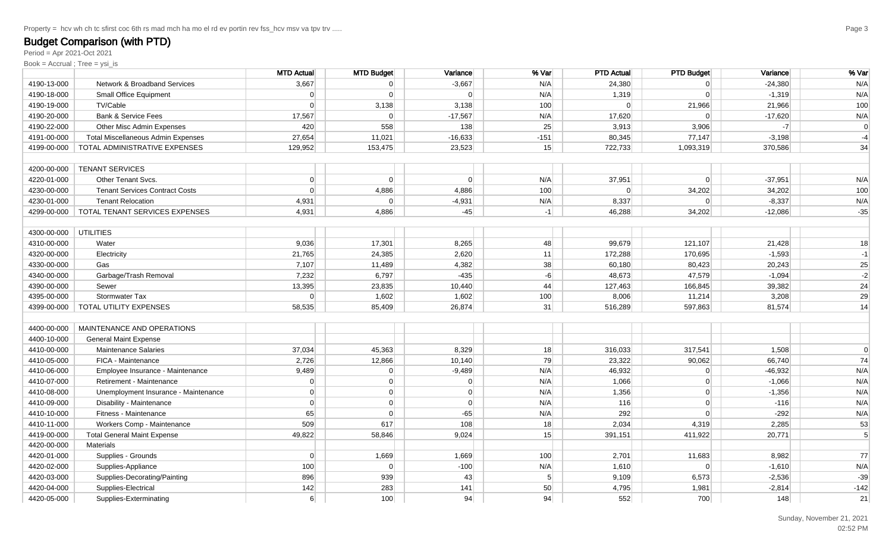Property = hcv wh ch tc sfirst coc 6th rs mad mch ha mo el rd ev portin rev fss_hcv msv va tpv trv .....

## Budget Comparison (with PTD)

Period = Apr 2021-Oct 2021

Book = Accrual ; Tree = ysi_is

| | | MTD Actual | MTD Budget | Variance | % Var | PTD Actual | PTD Budget | Variance | % Var |
|---|---|---|---|---|---|---|---|---|---|
| 4190-13-000 | Network & Broadband Services | 3,667 | 0 | -3,667 | N/A | 24,380 | 0 | -24,380 | N/A |
| 4190-18-000 | Small Office Equipment | 0 | 0 | 0 | N/A | 1,319 | 0 | -1,319 | N/A |
| 4190-19-000 | TV/Cable | 0 | 3,138 | 3,138 | 100 | 0 | 21,966 | 21,966 | 100 |
| 4190-20-000 | Bank & Service Fees | 17,567 | 0 | -17,567 | N/A | 17,620 | 0 | -17,620 | N/A |
| 4190-22-000 | Other Misc Admin Expenses | 420 | 558 | 138 | 25 | 3,913 | 3,906 | -7 | 0 |
| 4191-00-000 | Total Miscellaneous Admin Expenses | 27,654 | 11,021 | -16,633 | -151 | 80,345 | 77,147 | -3,198 | -4 |
| 4199-00-000 | TOTAL ADMINISTRATIVE EXPENSES | 129,952 | 153,475 | 23,523 | 15 | 722,733 | 1,093,319 | 370,586 | 34 |
| | | | | | | | | | |
| 4200-00-000 | TENANT SERVICES | | | | | | | | |
| 4220-01-000 | Other Tenant Svcs. | 0 | 0 | 0 | N/A | 37,951 | 0 | -37,951 | N/A |
| 4230-00-000 | Tenant Services Contract Costs | 0 | 4,886 | 4,886 | 100 | 0 | 34,202 | 34,202 | 100 |
| 4230-01-000 | Tenant Relocation | 4,931 | 0 | -4,931 | N/A | 8,337 | 0 | -8,337 | N/A |
| 4299-00-000 | TOTAL TENANT SERVICES EXPENSES | 4,931 | 4,886 | -45 | -1 | 46,288 | 34,202 | -12,086 | -35 |
| | | | | | | | | | |
| 4300-00-000 | UTILITIES | | | | | | | | |
| 4310-00-000 | Water | 9,036 | 17,301 | 8,265 | 48 | 99,679 | 121,107 | 21,428 | 18 |
| 4320-00-000 | Electricity | 21,765 | 24,385 | 2,620 | 11 | 172,288 | 170,695 | -1,593 | -1 |
| 4330-00-000 | Gas | 7,107 | 11,489 | 4,382 | 38 | 60,180 | 80,423 | 20,243 | 25 |
| 4340-00-000 | Garbage/Trash Removal | 7,232 | 6,797 | -435 | -6 | 48,673 | 47,579 | -1,094 | -2 |
| 4390-00-000 | Sewer | 13,395 | 23,835 | 10,440 | 44 | 127,463 | 166,845 | 39,382 | 24 |
| 4395-00-000 | Stormwater Tax | 0 | 1,602 | 1,602 | 100 | 8,006 | 11,214 | 3,208 | 29 |
| 4399-00-000 | TOTAL UTILITY EXPENSES | 58,535 | 85,409 | 26,874 | 31 | 516,289 | 597,863 | 81,574 | 14 |
| | | | | | | | | | |
| 4400-00-000 | MAINTENANCE AND OPERATIONS | | | | | | | | |
| 4400-10-000 | General Maint Expense | | | | | | | | |
| 4410-00-000 | Maintenance Salaries | 37,034 | 45,363 | 8,329 | 18 | 316,033 | 317,541 | 1,508 | 0 |
| 4410-05-000 | FICA - Maintenance | 2,726 | 12,866 | 10,140 | 79 | 23,322 | 90,062 | 66,740 | 74 |
| 4410-06-000 | Employee Insurance - Maintenance | 9,489 | 0 | -9,489 | N/A | 46,932 | 0 | -46,932 | N/A |
| 4410-07-000 | Retirement - Maintenance | 0 | 0 | 0 | N/A | 1,066 | 0 | -1,066 | N/A |
| 4410-08-000 | Unemployment Insurance - Maintenance | 0 | 0 | 0 | N/A | 1,356 | 0 | -1,356 | N/A |
| 4410-09-000 | Disability - Maintenance | 0 | 0 | 0 | N/A | 116 | 0 | -116 | N/A |
| 4410-10-000 | Fitness - Maintenance | 65 | 0 | -65 | N/A | 292 | 0 | -292 | N/A |
| 4410-11-000 | Workers Comp - Maintenance | 509 | 617 | 108 | 18 | 2,034 | 4,319 | 2,285 | 53 |
| 4419-00-000 | Total General Maint Expense | 49,822 | 58,846 | 9,024 | 15 | 391,151 | 411,922 | 20,771 | 5 |
| 4420-00-000 | Materials | | | | | | | | |
| 4420-01-000 | Supplies - Grounds | 0 | 1,669 | 1,669 | 100 | 2,701 | 11,683 | 8,982 | 77 |
| 4420-02-000 | Supplies-Appliance | 100 | 0 | -100 | N/A | 1,610 | 0 | -1,610 | N/A |
| 4420-03-000 | Supplies-Decorating/Painting | 896 | 939 | 43 | 5 | 9,109 | 6,573 | -2,536 | -39 |
| 4420-04-000 | Supplies-Electrical | 142 | 283 | 141 | 50 | 4,795 | 1,981 | -2,814 | -142 |
| 4420-05-000 | Supplies-Exterminating | 6 | 100 | 94 | 94 | 552 | 700 | 148 | 21 |

Sunday, November 21, 2021
02:52 PM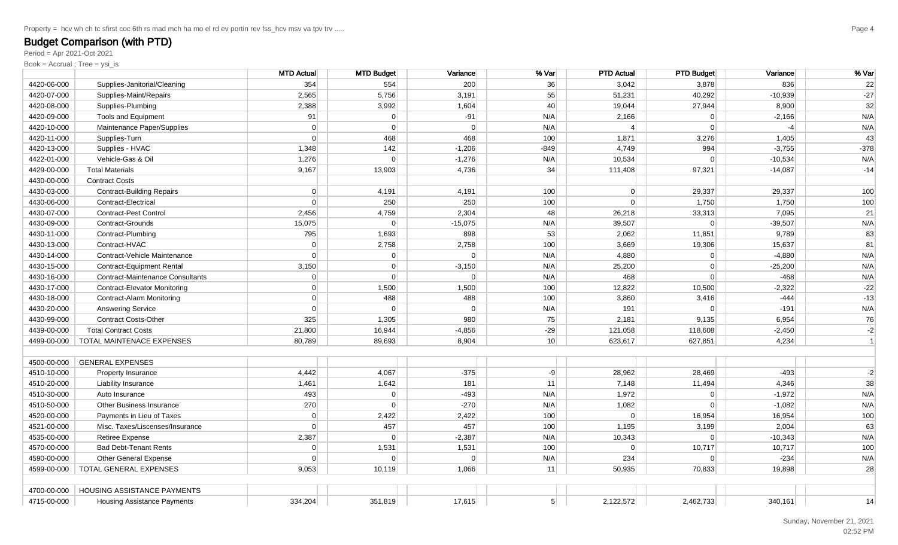Property = hcv wh ch tc sfirst coc 6th rs mad mch ha mo el rd ev portin rev fss_hcv msv va tpv trv .....

# Budget Comparison (with PTD)

Period = Apr 2021-Oct 2021

Book = Accrual ; Tree = ysi_is

| | | MTD Actual | MTD Budget | Variance | % Var | PTD Actual | PTD Budget | Variance | % Var |
|---|---|---|---|---|---|---|---|---|---|
| 4420-06-000 | Supplies-Janitorial/Cleaning | 354 | 554 | 200 | 36 | 3,042 | 3,878 | 836 | 22 |
| 4420-07-000 | Supplies-Maint/Repairs | 2,565 | 5,756 | 3,191 | 55 | 51,231 | 40,292 | -10,939 | -27 |
| 4420-08-000 | Supplies-Plumbing | 2,388 | 3,992 | 1,604 | 40 | 19,044 | 27,944 | 8,900 | 32 |
| 4420-09-000 | Tools and Equipment | 91 | 0 | -91 | N/A | 2,166 | 0 | -2,166 | N/A |
| 4420-10-000 | Maintenance Paper/Supplies | 0 | 0 | 0 | N/A | 4 | 0 | -4 | N/A |
| 4420-11-000 | Supplies-Turn | 0 | 468 | 468 | 100 | 1,871 | 3,276 | 1,405 | 43 |
| 4420-13-000 | Supplies - HVAC | 1,348 | 142 | -1,206 | -849 | 4,749 | 994 | -3,755 | -378 |
| 4422-01-000 | Vehicle-Gas & Oil | 1,276 | 0 | -1,276 | N/A | 10,534 | 0 | -10,534 | N/A |
| 4429-00-000 | Total Materials | 9,167 | 13,903 | 4,736 | 34 | 111,408 | 97,321 | -14,087 | -14 |
| 4430-00-000 | Contract Costs | | | | | | | | |
| 4430-03-000 | Contract-Building Repairs | 0 | 4,191 | 4,191 | 100 | 0 | 29,337 | 29,337 | 100 |
| 4430-06-000 | Contract-Electrical | 0 | 250 | 250 | 100 | 0 | 1,750 | 1,750 | 100 |
| 4430-07-000 | Contract-Pest Control | 2,456 | 4,759 | 2,304 | 48 | 26,218 | 33,313 | 7,095 | 21 |
| 4430-09-000 | Contract-Grounds | 15,075 | 0 | -15,075 | N/A | 39,507 | 0 | -39,507 | N/A |
| 4430-11-000 | Contract-Plumbing | 795 | 1,693 | 898 | 53 | 2,062 | 11,851 | 9,789 | 83 |
| 4430-13-000 | Contract-HVAC | 0 | 2,758 | 2,758 | 100 | 3,669 | 19,306 | 15,637 | 81 |
| 4430-14-000 | Contract-Vehicle Maintenance | 0 | 0 | 0 | N/A | 4,880 | 0 | -4,880 | N/A |
| 4430-15-000 | Contract-Equipment Rental | 3,150 | 0 | -3,150 | N/A | 25,200 | 0 | -25,200 | N/A |
| 4430-16-000 | Contract-Maintenance Consultants | 0 | 0 | 0 | N/A | 468 | 0 | -468 | N/A |
| 4430-17-000 | Contract-Elevator Monitoring | 0 | 1,500 | 1,500 | 100 | 12,822 | 10,500 | -2,322 | -22 |
| 4430-18-000 | Contract-Alarm Monitoring | 0 | 488 | 488 | 100 | 3,860 | 3,416 | -444 | -13 |
| 4430-20-000 | Answering Service | 0 | 0 | 0 | N/A | 191 | 0 | -191 | N/A |
| 4430-99-000 | Contract Costs-Other | 325 | 1,305 | 980 | 75 | 2,181 | 9,135 | 6,954 | 76 |
| 4439-00-000 | Total Contract Costs | 21,800 | 16,944 | -4,856 | -29 | 121,058 | 118,608 | -2,450 | -2 |
| 4499-00-000 | TOTAL MAINTENACE EXPENSES | 80,789 | 89,693 | 8,904 | 10 | 623,617 | 627,851 | 4,234 | 1 |
| | | | | | | | | | |
| 4500-00-000 | GENERAL EXPENSES | | | | | | | | |
| 4510-10-000 | Property Insurance | 4,442 | 4,067 | -375 | -9 | 28,962 | 28,469 | -493 | -2 |
| 4510-20-000 | Liability Insurance | 1,461 | 1,642 | 181 | 11 | 7,148 | 11,494 | 4,346 | 38 |
| 4510-30-000 | Auto Insurance | 493 | 0 | -493 | N/A | 1,972 | 0 | -1,972 | N/A |
| 4510-50-000 | Other Business Insurance | 270 | 0 | -270 | N/A | 1,082 | 0 | -1,082 | N/A |
| 4520-00-000 | Payments in Lieu of Taxes | 0 | 2,422 | 2,422 | 100 | 0 | 16,954 | 16,954 | 100 |
| 4521-00-000 | Misc. Taxes/Liscenses/Insurance | 0 | 457 | 457 | 100 | 1,195 | 3,199 | 2,004 | 63 |
| 4535-00-000 | Retiree Expense | 2,387 | 0 | -2,387 | N/A | 10,343 | 0 | -10,343 | N/A |
| 4570-00-000 | Bad Debt-Tenant Rents | 0 | 1,531 | 1,531 | 100 | 0 | 10,717 | 10,717 | 100 |
| 4590-00-000 | Other General Expense | 0 | 0 | 0 | N/A | 234 | 0 | -234 | N/A |
| 4599-00-000 | TOTAL GENERAL EXPENSES | 9,053 | 10,119 | 1,066 | 11 | 50,935 | 70,833 | 19,898 | 28 |
| | | | | | | | | | |
| 4700-00-000 | HOUSING ASSISTANCE PAYMENTS | | | | | | | | |
| 4715-00-000 | Housing Assistance Payments | 334,204 | 351,819 | 17,615 | 5 | 2,122,572 | 2,462,733 | 340,161 | 14 |

Sunday, November 21, 2021
02:52 PM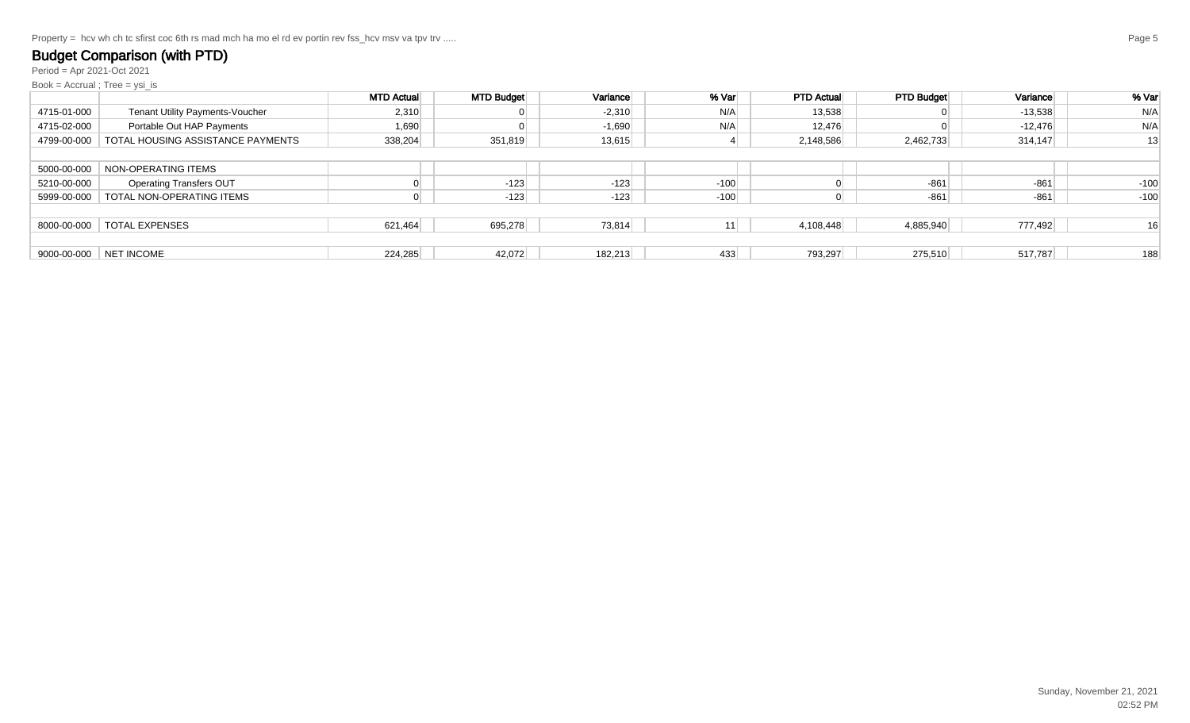Property = hcv wh ch tc sfirst coc 6th rs mad mch ha mo el rd ev portin rev fss_hcv msv va tpv trv .....

## Budget Comparison (with PTD)

Period = Apr 2021-Oct 2021

Book = Accrual ; Tree = ysi_is

| | | MTD Actual | MTD Budget | Variance | % Var | PTD Actual | PTD Budget | Variance | % Var |
|---|---|---|---|---|---|---|---|---|---|
| 4715-01-000 | Tenant Utility Payments-Voucher | 2,310 | 0 | -2,310 | N/A | 13,538 | 0 | -13,538 | N/A |
| 4715-02-000 | Portable Out HAP Payments | 1,690 | 0 | -1,690 | N/A | 12,476 | 0 | -12,476 | N/A |
| 4799-00-000 | TOTAL HOUSING ASSISTANCE PAYMENTS | 338,204 | 351,819 | 13,615 | 4 | 2,148,586 | 2,462,733 | 314,147 | 13 |
| | | | | | | | | | |
| 5000-00-000 | NON-OPERATING ITEMS | | | | | | | | |
| 5210-00-000 | Operating Transfers OUT | 0 | -123 | -123 | -100 | 0 | -861 | -861 | -100 |
| 5999-00-000 | TOTAL NON-OPERATING ITEMS | 0 | -123 | -123 | -100 | 0 | -861 | -861 | -100 |
| | | | | | | | | | |
| 8000-00-000 | TOTAL EXPENSES | 621,464 | 695,278 | 73,814 | 11 | 4,108,448 | 4,885,940 | 777,492 | 16 |
| | | | | | | | | | |
| 9000-00-000 | NET INCOME | 224,285 | 42,072 | 182,213 | 433 | 793,297 | 275,510 | 517,787 | 188 |

Sunday, November 21, 2021
02:52 PM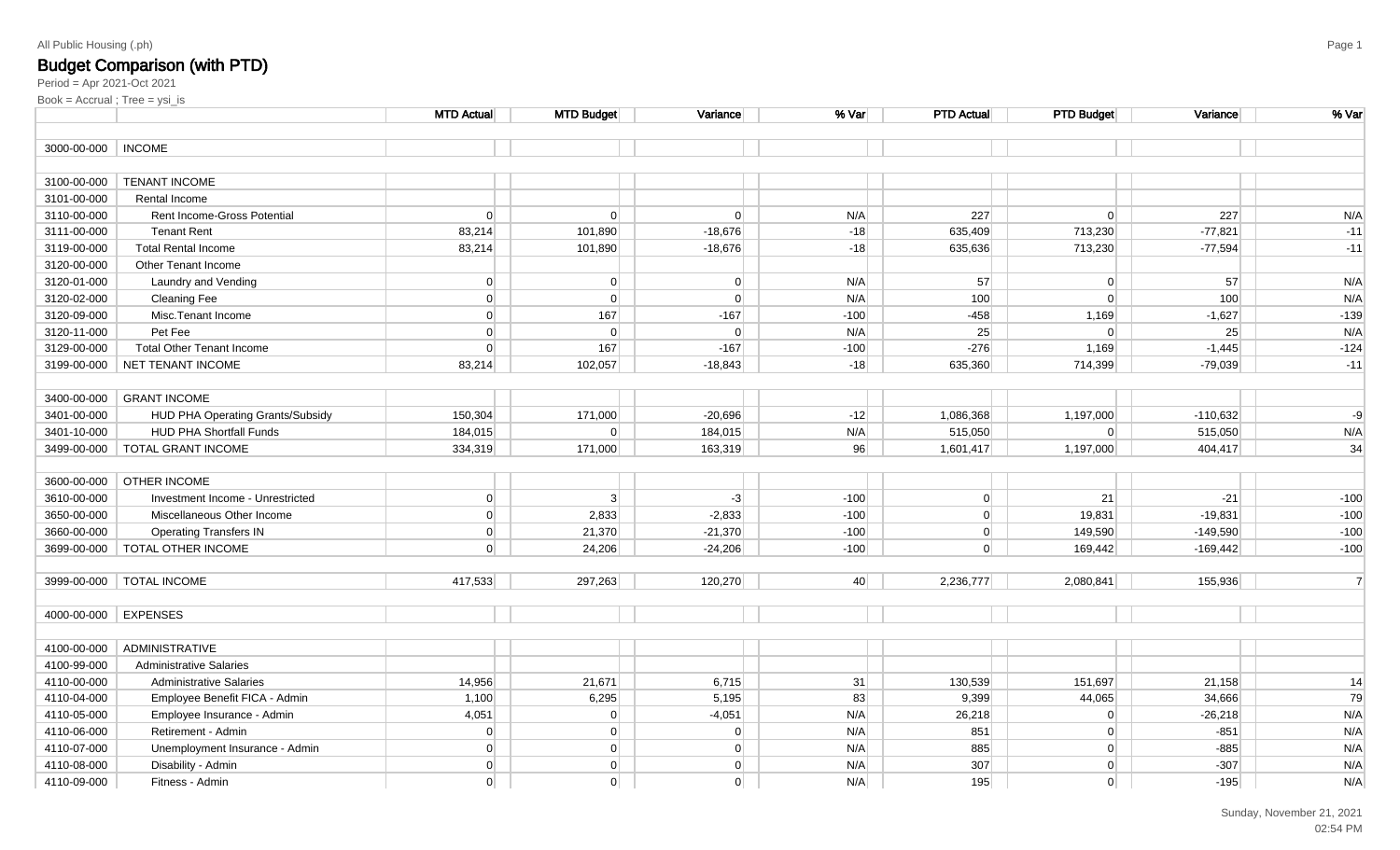All Public Housing (.ph)

# Budget Comparison (with PTD)

Period = Apr 2021-Oct 2021

Book = Accrual ; Tree = ysi_is

| | | MTD Actual | MTD Budget | Variance | % Var | PTD Actual | PTD Budget | Variance | % Var |
|---|---|---|---|---|---|---|---|---|---|
| 3000-00-000 | INCOME | | | | | | | | |
| 3100-00-000 | TENANT INCOME | | | | | | | | |
| 3101-00-000 | Rental Income | | | | | | | | |
| 3110-00-000 | Rent Income-Gross Potential | 0 | 0 | 0 | N/A | 227 | 0 | 227 | N/A |
| 3111-00-000 | Tenant Rent | 83,214 | 101,890 | -18,676 | -18 | 635,409 | 713,230 | -77,821 | -11 |
| 3119-00-000 | Total Rental Income | 83,214 | 101,890 | -18,676 | -18 | 635,636 | 713,230 | -77,594 | -11 |
| 3120-00-000 | Other Tenant Income | | | | | | | | |
| 3120-01-000 | Laundry and Vending | 0 | 0 | 0 | N/A | 57 | 0 | 57 | N/A |
| 3120-02-000 | Cleaning Fee | 0 | 0 | 0 | N/A | 100 | 0 | 100 | N/A |
| 3120-09-000 | Misc.Tenant Income | 0 | 167 | -167 | -100 | -458 | 1,169 | -1,627 | -139 |
| 3120-11-000 | Pet Fee | 0 | 0 | 0 | N/A | 25 | 0 | 25 | N/A |
| 3129-00-000 | Total Other Tenant Income | 0 | 167 | -167 | -100 | -276 | 1,169 | -1,445 | -124 |
| 3199-00-000 | NET TENANT INCOME | 83,214 | 102,057 | -18,843 | -18 | 635,360 | 714,399 | -79,039 | -11 |
| 3400-00-000 | GRANT INCOME | | | | | | | | |
| 3401-00-000 | HUD PHA Operating Grants/Subsidy | 150,304 | 171,000 | -20,696 | -12 | 1,086,368 | 1,197,000 | -110,632 | -9 |
| 3401-10-000 | HUD PHA Shortfall Funds | 184,015 | 0 | 184,015 | N/A | 515,050 | 0 | 515,050 | N/A |
| 3499-00-000 | TOTAL GRANT INCOME | 334,319 | 171,000 | 163,319 | 96 | 1,601,417 | 1,197,000 | 404,417 | 34 |
| 3600-00-000 | OTHER INCOME | | | | | | | | |
| 3610-00-000 | Investment Income - Unrestricted | 0 | 3 | -3 | -100 | 0 | 21 | -21 | -100 |
| 3650-00-000 | Miscellaneous Other Income | 0 | 2,833 | -2,833 | -100 | 0 | 19,831 | -19,831 | -100 |
| 3660-00-000 | Operating Transfers IN | 0 | 21,370 | -21,370 | -100 | 0 | 149,590 | -149,590 | -100 |
| 3699-00-000 | TOTAL OTHER INCOME | 0 | 24,206 | -24,206 | -100 | 0 | 169,442 | -169,442 | -100 |
| 3999-00-000 | TOTAL INCOME | 417,533 | 297,263 | 120,270 | 40 | 2,236,777 | 2,080,841 | 155,936 | 7 |
| 4000-00-000 | EXPENSES | | | | | | | | |
| 4100-00-000 | ADMINISTRATIVE | | | | | | | | |
| 4100-99-000 | Administrative Salaries | | | | | | | | |
| 4110-00-000 | Administrative Salaries | 14,956 | 21,671 | 6,715 | 31 | 130,539 | 151,697 | 21,158 | 14 |
| 4110-04-000 | Employee Benefit FICA - Admin | 1,100 | 6,295 | 5,195 | 83 | 9,399 | 44,065 | 34,666 | 79 |
| 4110-05-000 | Employee Insurance - Admin | 4,051 | 0 | -4,051 | N/A | 26,218 | 0 | -26,218 | N/A |
| 4110-06-000 | Retirement - Admin | 0 | 0 | 0 | N/A | 851 | 0 | -851 | N/A |
| 4110-07-000 | Unemployment Insurance - Admin | 0 | 0 | 0 | N/A | 885 | 0 | -885 | N/A |
| 4110-08-000 | Disability - Admin | 0 | 0 | 0 | N/A | 307 | 0 | -307 | N/A |
| 4110-09-000 | Fitness - Admin | 0 | 0 | 0 | N/A | 195 | 0 | -195 | N/A |

Sunday, November 21, 2021
02:54 PM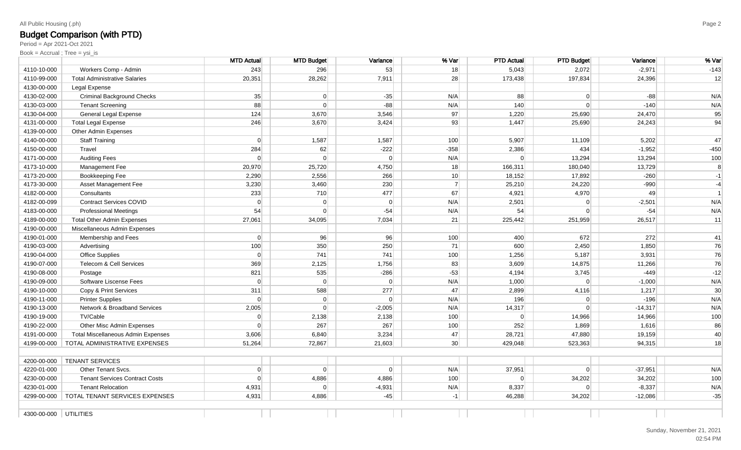All Public Housing (.ph)

## Budget Comparison (with PTD)

Period = Apr 2021-Oct 2021

Book = Accrual ; Tree = ysi_is

| | | MTD Actual | MTD Budget | Variance | % Var | PTD Actual | PTD Budget | Variance | % Var |
|---|---|---|---|---|---|---|---|---|---|
| 4110-10-000 | Workers Comp - Admin | 243 | 296 | 53 | 18 | 5,043 | 2,072 | -2,971 | -143 |
| 4110-99-000 | Total Administrative Salaries | 20,351 | 28,262 | 7,911 | 28 | 173,438 | 197,834 | 24,396 | 12 |
| 4130-00-000 | Legal Expense | | | | | | | | |
| 4130-02-000 | Criminal Background Checks | 35 | 0 | -35 | N/A | 88 | 0 | -88 | N/A |
| 4130-03-000 | Tenant Screening | 88 | 0 | -88 | N/A | 140 | 0 | -140 | N/A |
| 4130-04-000 | General Legal Expense | 124 | 3,670 | 3,546 | 97 | 1,220 | 25,690 | 24,470 | 95 |
| 4131-00-000 | Total Legal Expense | 246 | 3,670 | 3,424 | 93 | 1,447 | 25,690 | 24,243 | 94 |
| 4139-00-000 | Other Admin Expenses | | | | | | | | |
| 4140-00-000 | Staff Training | 0 | 1,587 | 1,587 | 100 | 5,907 | 11,109 | 5,202 | 47 |
| 4150-00-000 | Travel | 284 | 62 | -222 | -358 | 2,386 | 434 | -1,952 | -450 |
| 4171-00-000 | Auditing Fees | 0 | 0 | 0 | N/A | 0 | 13,294 | 13,294 | 100 |
| 4173-10-000 | Management Fee | 20,970 | 25,720 | 4,750 | 18 | 166,311 | 180,040 | 13,729 | 8 |
| 4173-20-000 | Bookkeeping Fee | 2,290 | 2,556 | 266 | 10 | 18,152 | 17,892 | -260 | -1 |
| 4173-30-000 | Asset Management Fee | 3,230 | 3,460 | 230 | 7 | 25,210 | 24,220 | -990 | -4 |
| 4182-00-000 | Consultants | 233 | 710 | 477 | 67 | 4,921 | 4,970 | 49 | 1 |
| 4182-00-099 | Contract Services COVID | 0 | 0 | 0 | N/A | 2,501 | 0 | -2,501 | N/A |
| 4183-00-000 | Professional Meetings | 54 | 0 | -54 | N/A | 54 | 0 | -54 | N/A |
| 4189-00-000 | Total Other Admin Expenses | 27,061 | 34,095 | 7,034 | 21 | 225,442 | 251,959 | 26,517 | 11 |
| 4190-00-000 | Miscellaneous Admin Expenses | | | | | | | | |
| 4190-01-000 | Membership and Fees | 0 | 96 | 96 | 100 | 400 | 672 | 272 | 41 |
| 4190-03-000 | Advertising | 100 | 350 | 250 | 71 | 600 | 2,450 | 1,850 | 76 |
| 4190-04-000 | Office Supplies | 0 | 741 | 741 | 100 | 1,256 | 5,187 | 3,931 | 76 |
| 4190-07-000 | Telecom & Cell Services | 369 | 2,125 | 1,756 | 83 | 3,609 | 14,875 | 11,266 | 76 |
| 4190-08-000 | Postage | 821 | 535 | -286 | -53 | 4,194 | 3,745 | -449 | -12 |
| 4190-09-000 | Software Liscense Fees | 0 | 0 | 0 | N/A | 1,000 | 0 | -1,000 | N/A |
| 4190-10-000 | Copy & Print Services | 311 | 588 | 277 | 47 | 2,899 | 4,116 | 1,217 | 30 |
| 4190-11-000 | Printer Supplies | 0 | 0 | 0 | N/A | 196 | 0 | -196 | N/A |
| 4190-13-000 | Network & Broadband Services | 2,005 | 0 | -2,005 | N/A | 14,317 | 0 | -14,317 | N/A |
| 4190-19-000 | TV/Cable | 0 | 2,138 | 2,138 | 100 | 0 | 14,966 | 14,966 | 100 |
| 4190-22-000 | Other Misc Admin Expenses | 0 | 267 | 267 | 100 | 252 | 1,869 | 1,616 | 86 |
| 4191-00-000 | Total Miscellaneous Admin Expenses | 3,606 | 6,840 | 3,234 | 47 | 28,721 | 47,880 | 19,159 | 40 |
| 4199-00-000 | TOTAL ADMINISTRATIVE EXPENSES | 51,264 | 72,867 | 21,603 | 30 | 429,048 | 523,363 | 94,315 | 18 |
| | | | | | | | | | |
| 4200-00-000 | TENANT SERVICES | | | | | | | | |
| 4220-01-000 | Other Tenant Svcs. | 0 | 0 | 0 | N/A | 37,951 | 0 | -37,951 | N/A |
| 4230-00-000 | Tenant Services Contract Costs | 0 | 4,886 | 4,886 | 100 | 0 | 34,202 | 34,202 | 100 |
| 4230-01-000 | Tenant Relocation | 4,931 | 0 | -4,931 | N/A | 8,337 | 0 | -8,337 | N/A |
| 4299-00-000 | TOTAL TENANT SERVICES EXPENSES | 4,931 | 4,886 | -45 | -1 | 46,288 | 34,202 | -12,086 | -35 |
| | | | | | | | | | |
| 4300-00-000 | UTILITIES | | | | | | | | |

Sunday, November 21, 2021
02:54 PM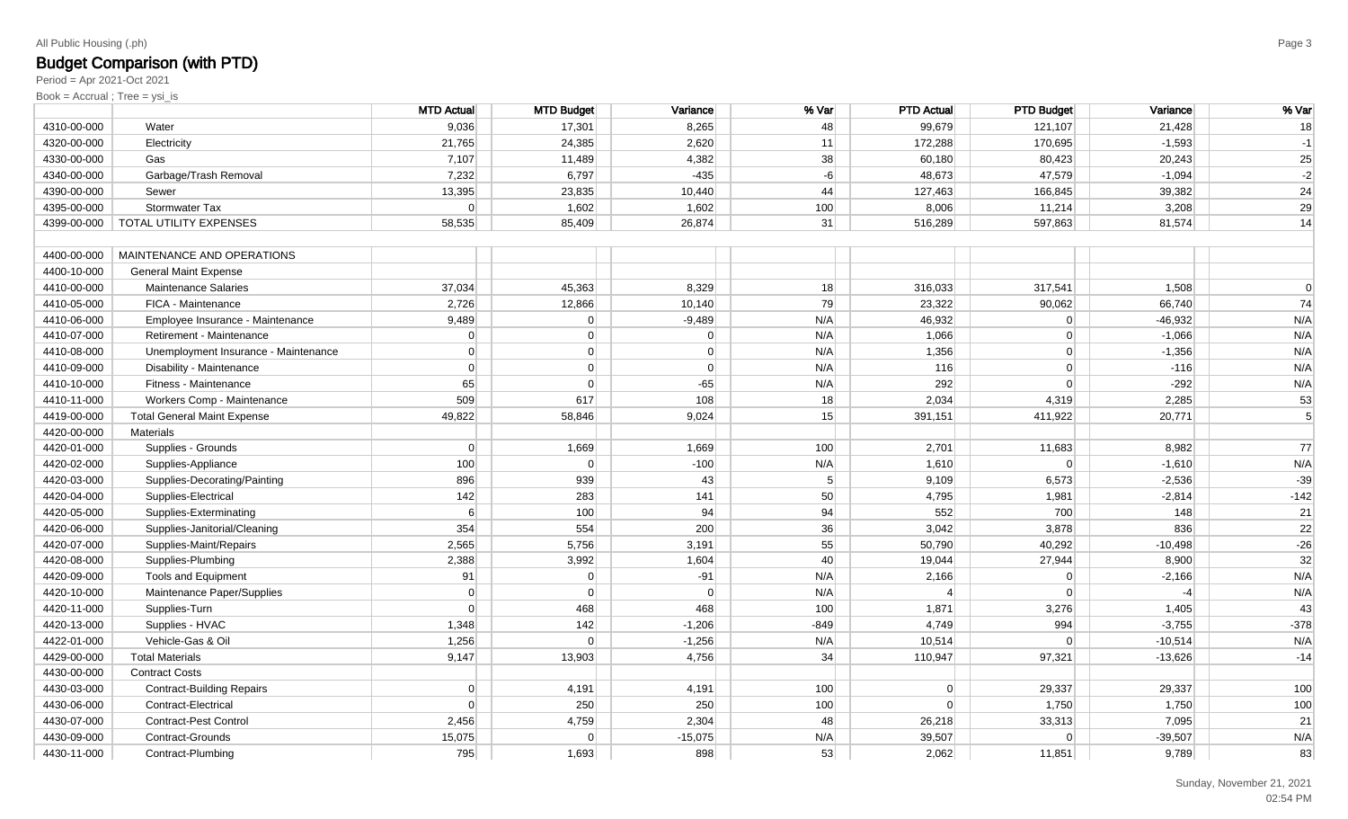All Public Housing (.ph)

## Budget Comparison (with PTD)

Period = Apr 2021-Oct 2021

Book = Accrual ; Tree = ysi_is

| | | MTD Actual | MTD Budget | Variance | % Var | PTD Actual | PTD Budget | Variance | % Var |
|---|---|---|---|---|---|---|---|---|---|
| 4310-00-000 | Water | 9,036 | 17,301 | 8,265 | 48 | 99,679 | 121,107 | 21,428 | 18 |
| 4320-00-000 | Electricity | 21,765 | 24,385 | 2,620 | 11 | 172,288 | 170,695 | -1,593 | -1 |
| 4330-00-000 | Gas | 7,107 | 11,489 | 4,382 | 38 | 60,180 | 80,423 | 20,243 | 25 |
| 4340-00-000 | Garbage/Trash Removal | 7,232 | 6,797 | -435 | -6 | 48,673 | 47,579 | -1,094 | -2 |
| 4390-00-000 | Sewer | 13,395 | 23,835 | 10,440 | 44 | 127,463 | 166,845 | 39,382 | 24 |
| 4395-00-000 | Stormwater Tax | 0 | 1,602 | 1,602 | 100 | 8,006 | 11,214 | 3,208 | 29 |
| 4399-00-000 | TOTAL UTILITY EXPENSES | 58,535 | 85,409 | 26,874 | 31 | 516,289 | 597,863 | 81,574 | 14 |
| | | | | | | | | | |
| 4400-00-000 | MAINTENANCE AND OPERATIONS | | | | | | | | |
| 4400-10-000 | General Maint Expense | | | | | | | | |
| 4410-00-000 | Maintenance Salaries | 37,034 | 45,363 | 8,329 | 18 | 316,033 | 317,541 | 1,508 | 0 |
| 4410-05-000 | FICA - Maintenance | 2,726 | 12,866 | 10,140 | 79 | 23,322 | 90,062 | 66,740 | 74 |
| 4410-06-000 | Employee Insurance - Maintenance | 9,489 | 0 | -9,489 | N/A | 46,932 | 0 | -46,932 | N/A |
| 4410-07-000 | Retirement - Maintenance | 0 | 0 | 0 | N/A | 1,066 | 0 | -1,066 | N/A |
| 4410-08-000 | Unemployment Insurance - Maintenance | 0 | 0 | 0 | N/A | 1,356 | 0 | -1,356 | N/A |
| 4410-09-000 | Disability - Maintenance | 0 | 0 | 0 | N/A | 116 | 0 | -116 | N/A |
| 4410-10-000 | Fitness - Maintenance | 65 | 0 | -65 | N/A | 292 | 0 | -292 | N/A |
| 4410-11-000 | Workers Comp - Maintenance | 509 | 617 | 108 | 18 | 2,034 | 4,319 | 2,285 | 53 |
| 4419-00-000 | Total General Maint Expense | 49,822 | 58,846 | 9,024 | 15 | 391,151 | 411,922 | 20,771 | 5 |
| 4420-00-000 | Materials | | | | | | | | |
| 4420-01-000 | Supplies - Grounds | 0 | 1,669 | 1,669 | 100 | 2,701 | 11,683 | 8,982 | 77 |
| 4420-02-000 | Supplies-Appliance | 100 | 0 | -100 | N/A | 1,610 | 0 | -1,610 | N/A |
| 4420-03-000 | Supplies-Decorating/Painting | 896 | 939 | 43 | 5 | 9,109 | 6,573 | -2,536 | -39 |
| 4420-04-000 | Supplies-Electrical | 142 | 283 | 141 | 50 | 4,795 | 1,981 | -2,814 | -142 |
| 4420-05-000 | Supplies-Exterminating | 6 | 100 | 94 | 94 | 552 | 700 | 148 | 21 |
| 4420-06-000 | Supplies-Janitorial/Cleaning | 354 | 554 | 200 | 36 | 3,042 | 3,878 | 836 | 22 |
| 4420-07-000 | Supplies-Maint/Repairs | 2,565 | 5,756 | 3,191 | 55 | 50,790 | 40,292 | -10,498 | -26 |
| 4420-08-000 | Supplies-Plumbing | 2,388 | 3,992 | 1,604 | 40 | 19,044 | 27,944 | 8,900 | 32 |
| 4420-09-000 | Tools and Equipment | 91 | 0 | -91 | N/A | 2,166 | 0 | -2,166 | N/A |
| 4420-10-000 | Maintenance Paper/Supplies | 0 | 0 | 0 | N/A | 4 | 0 | -4 | N/A |
| 4420-11-000 | Supplies-Turn | 0 | 468 | 468 | 100 | 1,871 | 3,276 | 1,405 | 43 |
| 4420-13-000 | Supplies - HVAC | 1,348 | 142 | -1,206 | -849 | 4,749 | 994 | -3,755 | -378 |
| 4422-01-000 | Vehicle-Gas & Oil | 1,256 | 0 | -1,256 | N/A | 10,514 | 0 | -10,514 | N/A |
| 4429-00-000 | Total Materials | 9,147 | 13,903 | 4,756 | 34 | 110,947 | 97,321 | -13,626 | -14 |
| 4430-00-000 | Contract Costs | | | | | | | | |
| 4430-03-000 | Contract-Building Repairs | 0 | 4,191 | 4,191 | 100 | 0 | 29,337 | 29,337 | 100 |
| 4430-06-000 | Contract-Electrical | 0 | 250 | 250 | 100 | 0 | 1,750 | 1,750 | 100 |
| 4430-07-000 | Contract-Pest Control | 2,456 | 4,759 | 2,304 | 48 | 26,218 | 33,313 | 7,095 | 21 |
| 4430-09-000 | Contract-Grounds | 15,075 | 0 | -15,075 | N/A | 39,507 | 0 | -39,507 | N/A |
| 4430-11-000 | Contract-Plumbing | 795 | 1,693 | 898 | 53 | 2,062 | 11,851 | 9,789 | 83 |

Sunday, November 21, 2021
02:54 PM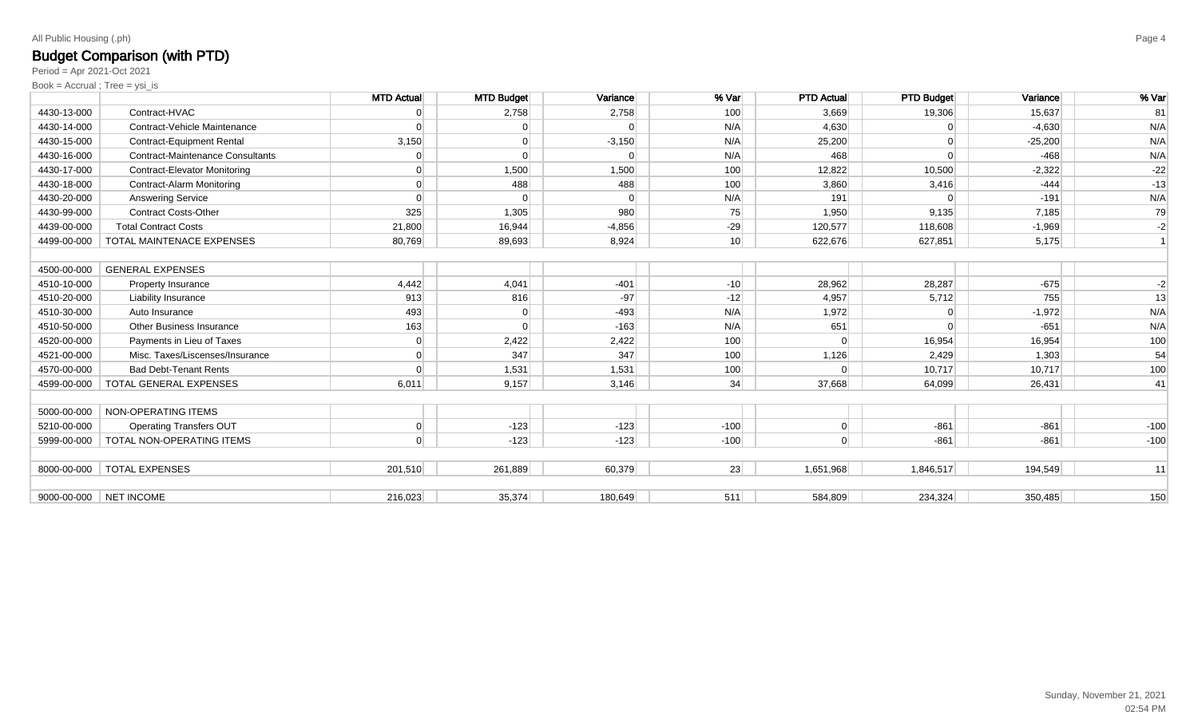All Public Housing (.ph)

## Budget Comparison (with PTD)

Period = Apr 2021-Oct 2021

Book = Accrual ; Tree = ysi_is

| | | MTD Actual | MTD Budget | Variance | % Var | PTD Actual | PTD Budget | Variance | % Var |
|---|---|---|---|---|---|---|---|---|---|
| 4430-13-000 | Contract-HVAC | 0 | 2,758 | 2,758 | 100 | 3,669 | 19,306 | 15,637 | 81 |
| 4430-14-000 | Contract-Vehicle Maintenance | 0 | 0 | 0 | N/A | 4,630 | 0 | -4,630 | N/A |
| 4430-15-000 | Contract-Equipment Rental | 3,150 | 0 | -3,150 | N/A | 25,200 | 0 | -25,200 | N/A |
| 4430-16-000 | Contract-Maintenance Consultants | 0 | 0 | 0 | N/A | 468 | 0 | -468 | N/A |
| 4430-17-000 | Contract-Elevator Monitoring | 0 | 1,500 | 1,500 | 100 | 12,822 | 10,500 | -2,322 | -22 |
| 4430-18-000 | Contract-Alarm Monitoring | 0 | 488 | 488 | 100 | 3,860 | 3,416 | -444 | -13 |
| 4430-20-000 | Answering Service | 0 | 0 | 0 | N/A | 191 | 0 | -191 | N/A |
| 4430-99-000 | Contract Costs-Other | 325 | 1,305 | 980 | 75 | 1,950 | 9,135 | 7,185 | 79 |
| 4439-00-000 | Total Contract Costs | 21,800 | 16,944 | -4,856 | -29 | 120,577 | 118,608 | -1,969 | -2 |
| 4499-00-000 | TOTAL MAINTENACE EXPENSES | 80,769 | 89,693 | 8,924 | 10 | 622,676 | 627,851 | 5,175 | 1 |
| | | | | | | | | | |
| 4500-00-000 | GENERAL EXPENSES | | | | | | | | |
| 4510-10-000 | Property Insurance | 4,442 | 4,041 | -401 | -10 | 28,962 | 28,287 | -675 | -2 |
| 4510-20-000 | Liability Insurance | 913 | 816 | -97 | -12 | 4,957 | 5,712 | 755 | 13 |
| 4510-30-000 | Auto Insurance | 493 | 0 | -493 | N/A | 1,972 | 0 | -1,972 | N/A |
| 4510-50-000 | Other Business Insurance | 163 | 0 | -163 | N/A | 651 | 0 | -651 | N/A |
| 4520-00-000 | Payments in Lieu of Taxes | 0 | 2,422 | 2,422 | 100 | 0 | 16,954 | 16,954 | 100 |
| 4521-00-000 | Misc. Taxes/Liscenses/Insurance | 0 | 347 | 347 | 100 | 1,126 | 2,429 | 1,303 | 54 |
| 4570-00-000 | Bad Debt-Tenant Rents | 0 | 1,531 | 1,531 | 100 | 0 | 10,717 | 10,717 | 100 |
| 4599-00-000 | TOTAL GENERAL EXPENSES | 6,011 | 9,157 | 3,146 | 34 | 37,668 | 64,099 | 26,431 | 41 |
| | | | | | | | | | |
| 5000-00-000 | NON-OPERATING ITEMS | | | | | | | | |
| 5210-00-000 | Operating Transfers OUT | 0 | -123 | -123 | -100 | 0 | -861 | -861 | -100 |
| 5999-00-000 | TOTAL NON-OPERATING ITEMS | 0 | -123 | -123 | -100 | 0 | -861 | -861 | -100 |
| | | | | | | | | | |
| 8000-00-000 | TOTAL EXPENSES | 201,510 | 261,889 | 60,379 | 23 | 1,651,968 | 1,846,517 | 194,549 | 11 |
| | | | | | | | | | |
| 9000-00-000 | NET INCOME | 216,023 | 35,374 | 180,649 | 511 | 584,809 | 234,324 | 350,485 | 150 |

Sunday, November 21, 2021
02:54 PM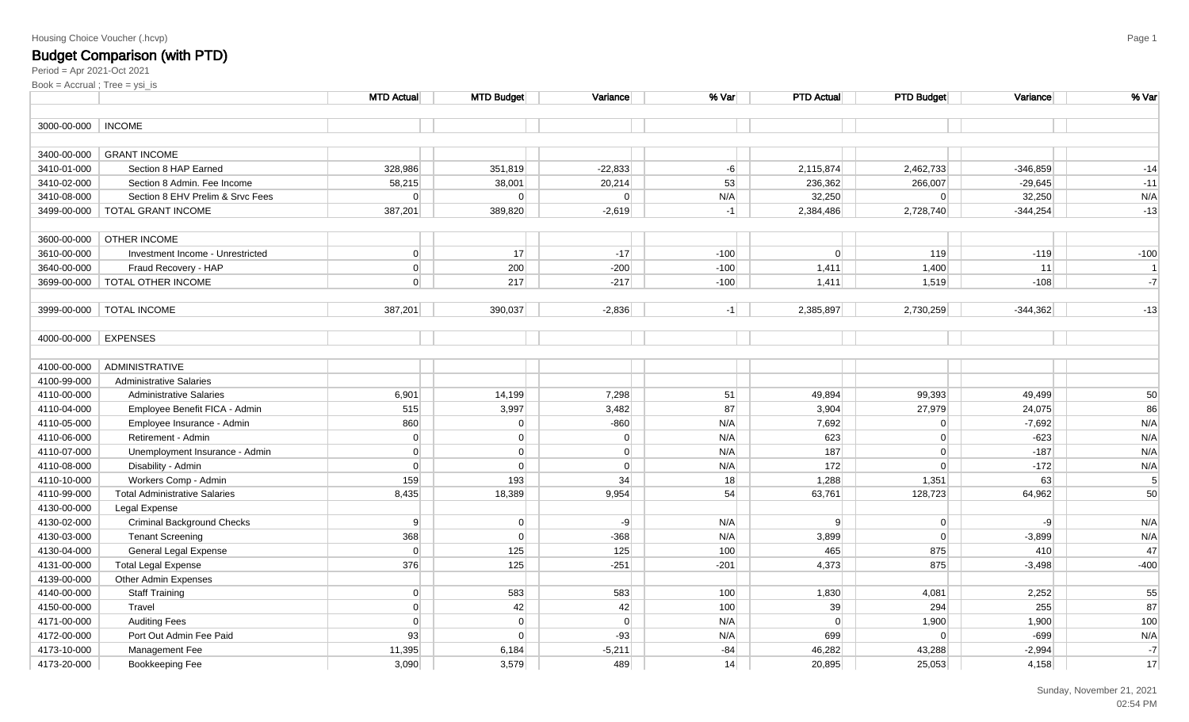Housing Choice Voucher (.hcvp)

# Budget Comparison (with PTD)

Period = Apr 2021-Oct 2021

Book = Accrual ; Tree = ysi_is

| | | MTD Actual | MTD Budget | Variance | % Var | PTD Actual | PTD Budget | Variance | % Var |
|---|---|---|---|---|---|---|---|---|---|
| 3000-00-000 | INCOME | | | | | | | | |
| 3400-00-000 | GRANT INCOME | | | | | | | | |
| 3410-01-000 | Section 8 HAP Earned | 328,986 | 351,819 | -22,833 | -6 | 2,115,874 | 2,462,733 | -346,859 | -14 |
| 3410-02-000 | Section 8 Admin. Fee Income | 58,215 | 38,001 | 20,214 | 53 | 236,362 | 266,007 | -29,645 | -11 |
| 3410-08-000 | Section 8 EHV Prelim & Srvc Fees | 0 | 0 | 0 | N/A | 32,250 | 0 | 32,250 | N/A |
| 3499-00-000 | TOTAL GRANT INCOME | 387,201 | 389,820 | -2,619 | -1 | 2,384,486 | 2,728,740 | -344,254 | -13 |
| 3600-00-000 | OTHER INCOME | | | | | | | | |
| 3610-00-000 | Investment Income - Unrestricted | 0 | 17 | -17 | -100 | 0 | 119 | -119 | -100 |
| 3640-00-000 | Fraud Recovery - HAP | 0 | 200 | -200 | -100 | 1,411 | 1,400 | 11 | 1 |
| 3699-00-000 | TOTAL OTHER INCOME | 0 | 217 | -217 | -100 | 1,411 | 1,519 | -108 | -7 |
| 3999-00-000 | TOTAL INCOME | 387,201 | 390,037 | -2,836 | -1 | 2,385,897 | 2,730,259 | -344,362 | -13 |
| 4000-00-000 | EXPENSES | | | | | | | | |
| 4100-00-000 | ADMINISTRATIVE | | | | | | | | |
| 4100-99-000 | Administrative Salaries | | | | | | | | |
| 4110-00-000 | Administrative Salaries | 6,901 | 14,199 | 7,298 | 51 | 49,894 | 99,393 | 49,499 | 50 |
| 4110-04-000 | Employee Benefit FICA - Admin | 515 | 3,997 | 3,482 | 87 | 3,904 | 27,979 | 24,075 | 86 |
| 4110-05-000 | Employee Insurance - Admin | 860 | 0 | -860 | N/A | 7,692 | 0 | -7,692 | N/A |
| 4110-06-000 | Retirement - Admin | 0 | 0 | 0 | N/A | 623 | 0 | -623 | N/A |
| 4110-07-000 | Unemployment Insurance - Admin | 0 | 0 | 0 | N/A | 187 | 0 | -187 | N/A |
| 4110-08-000 | Disability - Admin | 0 | 0 | 0 | N/A | 172 | 0 | -172 | N/A |
| 4110-10-000 | Workers Comp - Admin | 159 | 193 | 34 | 18 | 1,288 | 1,351 | 63 | 5 |
| 4110-99-000 | Total Administrative Salaries | 8,435 | 18,389 | 9,954 | 54 | 63,761 | 128,723 | 64,962 | 50 |
| 4130-00-000 | Legal Expense | | | | | | | | |
| 4130-02-000 | Criminal Background Checks | 9 | 0 | -9 | N/A | 9 | 0 | -9 | N/A |
| 4130-03-000 | Tenant Screening | 368 | 0 | -368 | N/A | 3,899 | 0 | -3,899 | N/A |
| 4130-04-000 | General Legal Expense | 0 | 125 | 125 | 100 | 465 | 875 | 410 | 47 |
| 4131-00-000 | Total Legal Expense | 376 | 125 | -251 | -201 | 4,373 | 875 | -3,498 | -400 |
| 4139-00-000 | Other Admin Expenses | | | | | | | | |
| 4140-00-000 | Staff Training | 0 | 583 | 583 | 100 | 1,830 | 4,081 | 2,252 | 55 |
| 4150-00-000 | Travel | 0 | 42 | 42 | 100 | 39 | 294 | 255 | 87 |
| 4171-00-000 | Auditing Fees | 0 | 0 | 0 | N/A | 0 | 1,900 | 1,900 | 100 |
| 4172-00-000 | Port Out Admin Fee Paid | 93 | 0 | -93 | N/A | 699 | 0 | -699 | N/A |
| 4173-10-000 | Management Fee | 11,395 | 6,184 | -5,211 | -84 | 46,282 | 43,288 | -2,994 | -7 |
| 4173-20-000 | Bookkeeping Fee | 3,090 | 3,579 | 489 | 14 | 20,895 | 25,053 | 4,158 | 17 |

Sunday, November 21, 2021
02:54 PM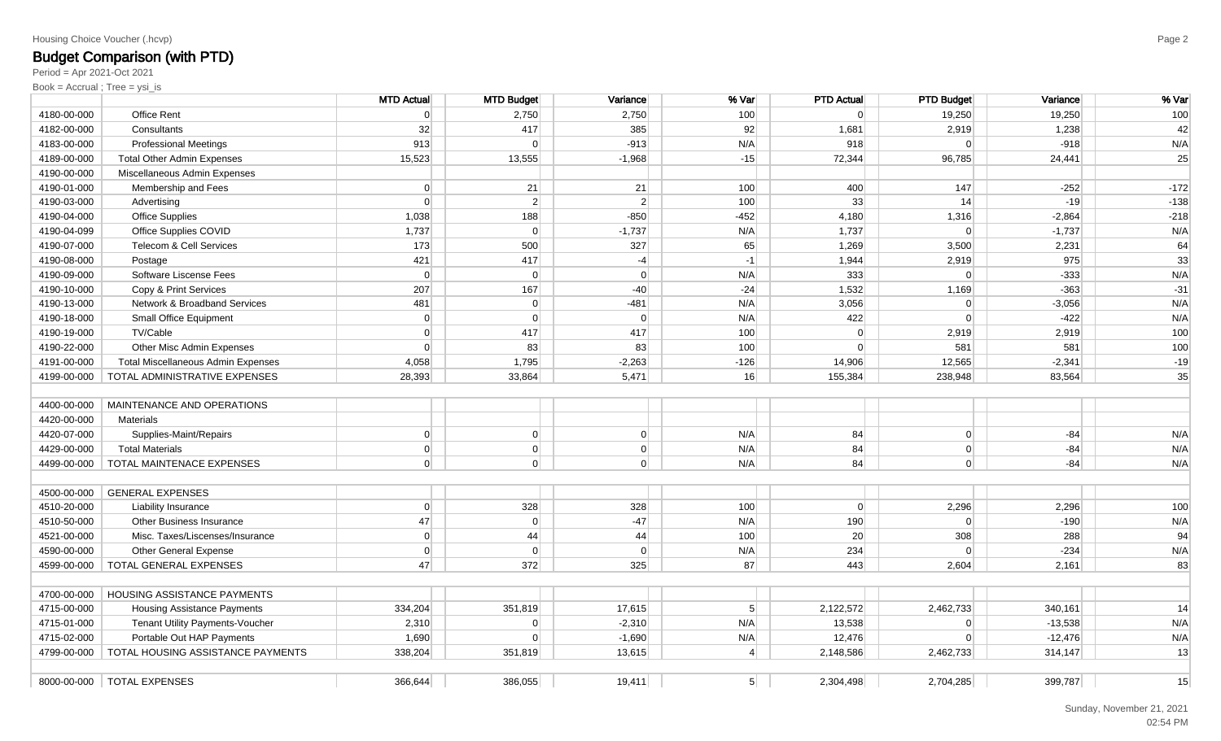Housing Choice Voucher (.hcvp)

# Budget Comparison (with PTD)

Period = Apr 2021-Oct 2021

Book = Accrual ; Tree = ysi_is

| | | MTD Actual | MTD Budget | Variance | % Var | PTD Actual | PTD Budget | Variance | % Var |
|---|---|---|---|---|---|---|---|---|---|
| 4180-00-000 | Office Rent | 0 | 2,750 | 2,750 | 100 | 0 | 19,250 | 19,250 | 100 |
| 4182-00-000 | Consultants | 32 | 417 | 385 | 92 | 1,681 | 2,919 | 1,238 | 42 |
| 4183-00-000 | Professional Meetings | 913 | 0 | -913 | N/A | 918 | 0 | -918 | N/A |
| 4189-00-000 | Total Other Admin Expenses | 15,523 | 13,555 | -1,968 | -15 | 72,344 | 96,785 | 24,441 | 25 |
| 4190-00-000 | Miscellaneous Admin Expenses | | | | | | | | |
| 4190-01-000 | Membership and Fees | 0 | 21 | 21 | 100 | 400 | 147 | -252 | -172 |
| 4190-03-000 | Advertising | 0 | 2 | 2 | 100 | 33 | 14 | -19 | -138 |
| 4190-04-000 | Office Supplies | 1,038 | 188 | -850 | -452 | 4,180 | 1,316 | -2,864 | -218 |
| 4190-04-099 | Office Supplies COVID | 1,737 | 0 | -1,737 | N/A | 1,737 | 0 | -1,737 | N/A |
| 4190-07-000 | Telecom & Cell Services | 173 | 500 | 327 | 65 | 1,269 | 3,500 | 2,231 | 64 |
| 4190-08-000 | Postage | 421 | 417 | -4 | -1 | 1,944 | 2,919 | 975 | 33 |
| 4190-09-000 | Software Liscense Fees | 0 | 0 | 0 | N/A | 333 | 0 | -333 | N/A |
| 4190-10-000 | Copy & Print Services | 207 | 167 | -40 | -24 | 1,532 | 1,169 | -363 | -31 |
| 4190-13-000 | Network & Broadband Services | 481 | 0 | -481 | N/A | 3,056 | 0 | -3,056 | N/A |
| 4190-18-000 | Small Office Equipment | 0 | 0 | 0 | N/A | 422 | 0 | -422 | N/A |
| 4190-19-000 | TV/Cable | 0 | 417 | 417 | 100 | 0 | 2,919 | 2,919 | 100 |
| 4190-22-000 | Other Misc Admin Expenses | 0 | 83 | 83 | 100 | 0 | 581 | 581 | 100 |
| 4191-00-000 | Total Miscellaneous Admin Expenses | 4,058 | 1,795 | -2,263 | -126 | 14,906 | 12,565 | -2,341 | -19 |
| 4199-00-000 | TOTAL ADMINISTRATIVE EXPENSES | 28,393 | 33,864 | 5,471 | 16 | 155,384 | 238,948 | 83,564 | 35 |
| | | | | | | | | | |
| 4400-00-000 | MAINTENANCE AND OPERATIONS | | | | | | | | |
| 4420-00-000 | Materials | | | | | | | | |
| 4420-07-000 | Supplies-Maint/Repairs | 0 | 0 | 0 | N/A | 84 | 0 | -84 | N/A |
| 4429-00-000 | Total Materials | 0 | 0 | 0 | N/A | 84 | 0 | -84 | N/A |
| 4499-00-000 | TOTAL MAINTENACE EXPENSES | 0 | 0 | 0 | N/A | 84 | 0 | -84 | N/A |
| | | | | | | | | | |
| 4500-00-000 | GENERAL EXPENSES | | | | | | | | |
| 4510-20-000 | Liability Insurance | 0 | 328 | 328 | 100 | 0 | 2,296 | 2,296 | 100 |
| 4510-50-000 | Other Business Insurance | 47 | 0 | -47 | N/A | 190 | 0 | -190 | N/A |
| 4521-00-000 | Misc. Taxes/Liscenses/Insurance | 0 | 44 | 44 | 100 | 20 | 308 | 288 | 94 |
| 4590-00-000 | Other General Expense | 0 | 0 | 0 | N/A | 234 | 0 | -234 | N/A |
| 4599-00-000 | TOTAL GENERAL EXPENSES | 47 | 372 | 325 | 87 | 443 | 2,604 | 2,161 | 83 |
| | | | | | | | | | |
| 4700-00-000 | HOUSING ASSISTANCE PAYMENTS | | | | | | | | |
| 4715-00-000 | Housing Assistance Payments | 334,204 | 351,819 | 17,615 | 5 | 2,122,572 | 2,462,733 | 340,161 | 14 |
| 4715-01-000 | Tenant Utility Payments-Voucher | 2,310 | 0 | -2,310 | N/A | 13,538 | 0 | -13,538 | N/A |
| 4715-02-000 | Portable Out HAP Payments | 1,690 | 0 | -1,690 | N/A | 12,476 | 0 | -12,476 | N/A |
| 4799-00-000 | TOTAL HOUSING ASSISTANCE PAYMENTS | 338,204 | 351,819 | 13,615 | 4 | 2,148,586 | 2,462,733 | 314,147 | 13 |
| | | | | | | | | | |
| 8000-00-000 | TOTAL EXPENSES | 366,644 | 386,055 | 19,411 | 5 | 2,304,498 | 2,704,285 | 399,787 | 15 |

Sunday, November 21, 2021
02:54 PM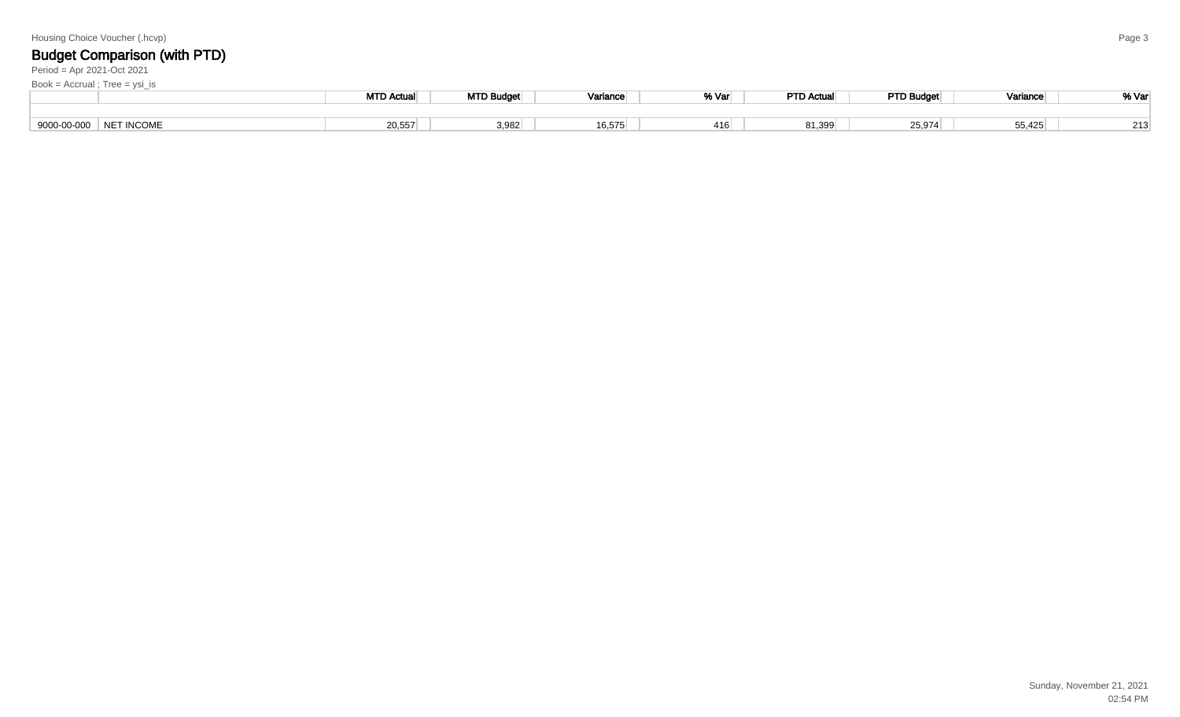Housing Choice Voucher (.hcvp)

## Budget Comparison (with PTD)

Period = Apr 2021-Oct 2021

Book = Accrual ; Tree = ysi_is

| | | MTD Actual | MTD Budget | Variance | % Var | PTD Actual | PTD Budget | Variance | % Var |
|---|---|---|---|---|---|---|---|---|---|
| | | | | | | | | | |
| 9000-00-000 | NET INCOME | 20,557 | 3,982 | 16,575 | 416 | 81,399 | 25,974 | 55,425 | 213 |

Sunday, November 21, 2021
02:54 PM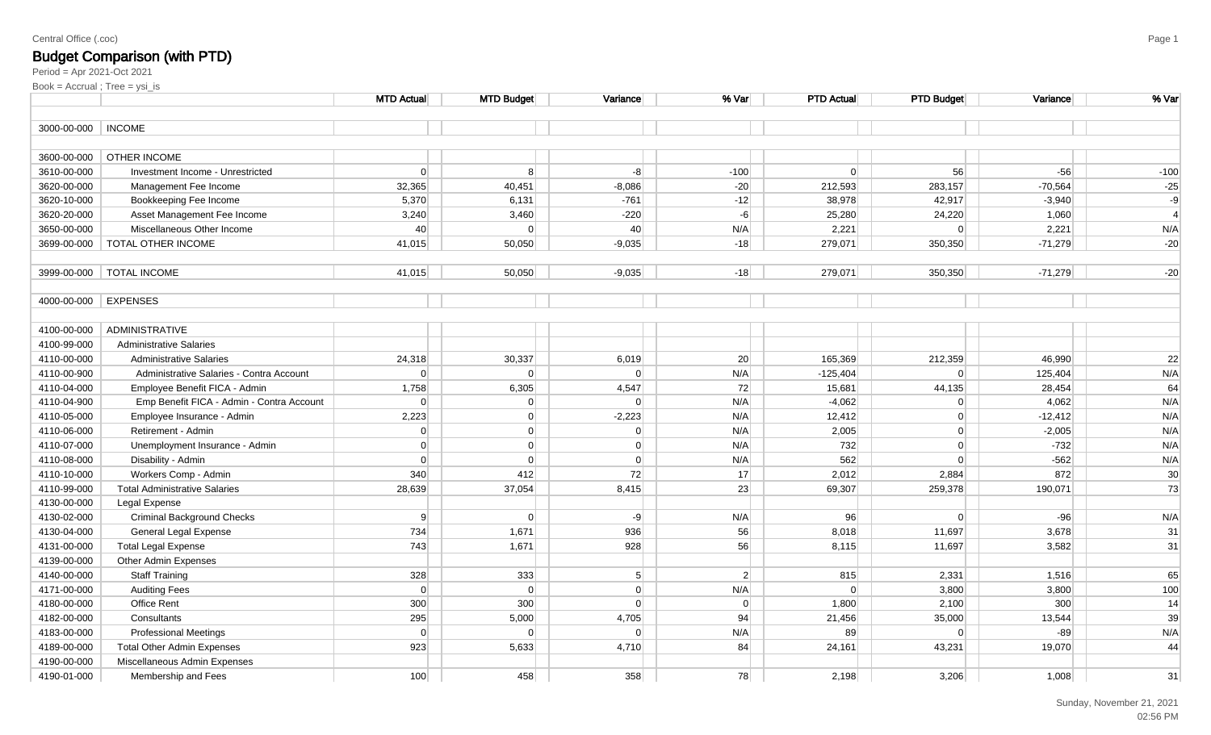Central Office (.coc)

# Budget Comparison (with PTD)

Period = Apr 2021-Oct 2021

Book = Accrual ; Tree = ysi_is

| | | MTD Actual | MTD Budget | Variance | % Var | PTD Actual | PTD Budget | Variance | % Var |
|---|---|---|---|---|---|---|---|---|---|
| 3000-00-000 | INCOME | | | | | | | | |
| 3600-00-000 | OTHER INCOME | | | | | | | | |
| 3610-00-000 | Investment Income - Unrestricted | 0 | 8 | -8 | -100 | 0 | 56 | -56 | -100 |
| 3620-00-000 | Management Fee Income | 32,365 | 40,451 | -8,086 | -20 | 212,593 | 283,157 | -70,564 | -25 |
| 3620-10-000 | Bookkeeping Fee Income | 5,370 | 6,131 | -761 | -12 | 38,978 | 42,917 | -3,940 | -9 |
| 3620-20-000 | Asset Management Fee Income | 3,240 | 3,460 | -220 | -6 | 25,280 | 24,220 | 1,060 | 4 |
| 3650-00-000 | Miscellaneous Other Income | 40 | 0 | 40 | N/A | 2,221 | 0 | 2,221 | N/A |
| 3699-00-000 | TOTAL OTHER INCOME | 41,015 | 50,050 | -9,035 | -18 | 279,071 | 350,350 | -71,279 | -20 |
| 3999-00-000 | TOTAL INCOME | 41,015 | 50,050 | -9,035 | -18 | 279,071 | 350,350 | -71,279 | -20 |
| 4000-00-000 | EXPENSES | | | | | | | | |
| 4100-00-000 | ADMINISTRATIVE | | | | | | | | |
| 4100-99-000 | Administrative Salaries | | | | | | | | |
| 4110-00-000 | Administrative Salaries | 24,318 | 30,337 | 6,019 | 20 | 165,369 | 212,359 | 46,990 | 22 |
| 4110-00-900 | Administrative Salaries - Contra Account | 0 | 0 | 0 | N/A | -125,404 | 0 | 125,404 | N/A |
| 4110-04-000 | Employee Benefit FICA - Admin | 1,758 | 6,305 | 4,547 | 72 | 15,681 | 44,135 | 28,454 | 64 |
| 4110-04-900 | Emp Benefit FICA - Admin - Contra Account | 0 | 0 | 0 | N/A | -4,062 | 0 | 4,062 | N/A |
| 4110-05-000 | Employee Insurance - Admin | 2,223 | 0 | -2,223 | N/A | 12,412 | 0 | -12,412 | N/A |
| 4110-06-000 | Retirement - Admin | 0 | 0 | 0 | N/A | 2,005 | 0 | -2,005 | N/A |
| 4110-07-000 | Unemployment Insurance - Admin | 0 | 0 | 0 | N/A | 732 | 0 | -732 | N/A |
| 4110-08-000 | Disability - Admin | 0 | 0 | 0 | N/A | 562 | 0 | -562 | N/A |
| 4110-10-000 | Workers Comp - Admin | 340 | 412 | 72 | 17 | 2,012 | 2,884 | 872 | 30 |
| 4110-99-000 | Total Administrative Salaries | 28,639 | 37,054 | 8,415 | 23 | 69,307 | 259,378 | 190,071 | 73 |
| 4130-00-000 | Legal Expense | | | | | | | | |
| 4130-02-000 | Criminal Background Checks | 9 | 0 | -9 | N/A | 96 | 0 | -96 | N/A |
| 4130-04-000 | General Legal Expense | 734 | 1,671 | 936 | 56 | 8,018 | 11,697 | 3,678 | 31 |
| 4131-00-000 | Total Legal Expense | 743 | 1,671 | 928 | 56 | 8,115 | 11,697 | 3,582 | 31 |
| 4139-00-000 | Other Admin Expenses | | | | | | | | |
| 4140-00-000 | Staff Training | 328 | 333 | 5 | 2 | 815 | 2,331 | 1,516 | 65 |
| 4171-00-000 | Auditing Fees | 0 | 0 | 0 | N/A | 0 | 3,800 | 3,800 | 100 |
| 4180-00-000 | Office Rent | 300 | 300 | 0 | 0 | 1,800 | 2,100 | 300 | 14 |
| 4182-00-000 | Consultants | 295 | 5,000 | 4,705 | 94 | 21,456 | 35,000 | 13,544 | 39 |
| 4183-00-000 | Professional Meetings | 0 | 0 | 0 | N/A | 89 | 0 | -89 | N/A |
| 4189-00-000 | Total Other Admin Expenses | 923 | 5,633 | 4,710 | 84 | 24,161 | 43,231 | 19,070 | 44 |
| 4190-00-000 | Miscellaneous Admin Expenses | | | | | | | | |
| 4190-01-000 | Membership and Fees | 100 | 458 | 358 | 78 | 2,198 | 3,206 | 1,008 | 31 |

Sunday, November 21, 2021
02:56 PM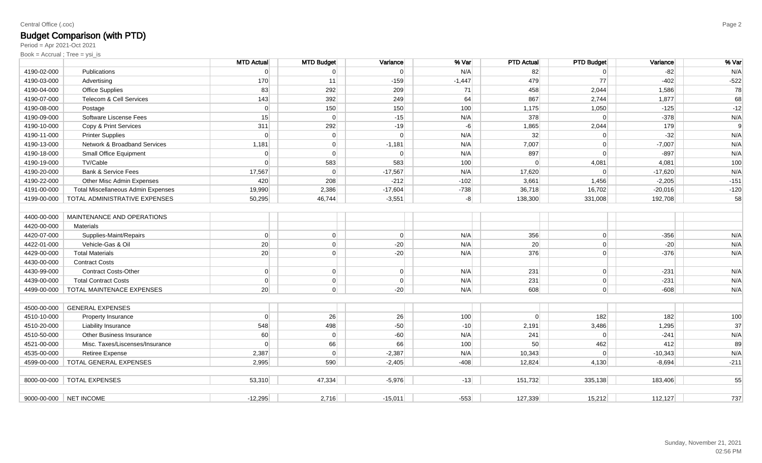Central Office (.coc)

## Budget Comparison (with PTD)

Period = Apr 2021-Oct 2021

Book = Accrual ; Tree = ysi_is

| | | MTD Actual | MTD Budget | Variance | % Var | PTD Actual | PTD Budget | Variance | % Var |
|---|---|---|---|---|---|---|---|---|---|
| 4190-02-000 | Publications | 0 | 0 | 0 | N/A | 82 | 0 | -82 | N/A |
| 4190-03-000 | Advertising | 170 | 11 | -159 | -1,447 | 479 | 77 | -402 | -522 |
| 4190-04-000 | Office Supplies | 83 | 292 | 209 | 71 | 458 | 2,044 | 1,586 | 78 |
| 4190-07-000 | Telecom & Cell Services | 143 | 392 | 249 | 64 | 867 | 2,744 | 1,877 | 68 |
| 4190-08-000 | Postage | 0 | 150 | 150 | 100 | 1,175 | 1,050 | -125 | -12 |
| 4190-09-000 | Software Liscense Fees | 15 | 0 | -15 | N/A | 378 | 0 | -378 | N/A |
| 4190-10-000 | Copy & Print Services | 311 | 292 | -19 | -6 | 1,865 | 2,044 | 179 | 9 |
| 4190-11-000 | Printer Supplies | 0 | 0 | 0 | N/A | 32 | 0 | -32 | N/A |
| 4190-13-000 | Network & Broadband Services | 1,181 | 0 | -1,181 | N/A | 7,007 | 0 | -7,007 | N/A |
| 4190-18-000 | Small Office Equipment | 0 | 0 | 0 | N/A | 897 | 0 | -897 | N/A |
| 4190-19-000 | TV/Cable | 0 | 583 | 583 | 100 | 0 | 4,081 | 4,081 | 100 |
| 4190-20-000 | Bank & Service Fees | 17,567 | 0 | -17,567 | N/A | 17,620 | 0 | -17,620 | N/A |
| 4190-22-000 | Other Misc Admin Expenses | 420 | 208 | -212 | -102 | 3,661 | 1,456 | -2,205 | -151 |
| 4191-00-000 | Total Miscellaneous Admin Expenses | 19,990 | 2,386 | -17,604 | -738 | 36,718 | 16,702 | -20,016 | -120 |
| 4199-00-000 | TOTAL ADMINISTRATIVE EXPENSES | 50,295 | 46,744 | -3,551 | -8 | 138,300 | 331,008 | 192,708 | 58 |
| | | | | | | | | | |
| 4400-00-000 | MAINTENANCE AND OPERATIONS | | | | | | | | |
| 4420-00-000 | Materials | | | | | | | | |
| 4420-07-000 | Supplies-Maint/Repairs | 0 | 0 | 0 | N/A | 356 | 0 | -356 | N/A |
| 4422-01-000 | Vehicle-Gas & Oil | 20 | 0 | -20 | N/A | 20 | 0 | -20 | N/A |
| 4429-00-000 | Total Materials | 20 | 0 | -20 | N/A | 376 | 0 | -376 | N/A |
| 4430-00-000 | Contract Costs | | | | | | | | |
| 4430-99-000 | Contract Costs-Other | 0 | 0 | 0 | N/A | 231 | 0 | -231 | N/A |
| 4439-00-000 | Total Contract Costs | 0 | 0 | 0 | N/A | 231 | 0 | -231 | N/A |
| 4499-00-000 | TOTAL MAINTENACE EXPENSES | 20 | 0 | -20 | N/A | 608 | 0 | -608 | N/A |
| | | | | | | | | | |
| 4500-00-000 | GENERAL EXPENSES | | | | | | | | |
| 4510-10-000 | Property Insurance | 0 | 26 | 26 | 100 | 0 | 182 | 182 | 100 |
| 4510-20-000 | Liability Insurance | 548 | 498 | -50 | -10 | 2,191 | 3,486 | 1,295 | 37 |
| 4510-50-000 | Other Business Insurance | 60 | 0 | -60 | N/A | 241 | 0 | -241 | N/A |
| 4521-00-000 | Misc. Taxes/Liscenses/Insurance | 0 | 66 | 66 | 100 | 50 | 462 | 412 | 89 |
| 4535-00-000 | Retiree Expense | 2,387 | 0 | -2,387 | N/A | 10,343 | 0 | -10,343 | N/A |
| 4599-00-000 | TOTAL GENERAL EXPENSES | 2,995 | 590 | -2,405 | -408 | 12,824 | 4,130 | -8,694 | -211 |
| | | | | | | | | | |
| 8000-00-000 | TOTAL EXPENSES | 53,310 | 47,334 | -5,976 | -13 | 151,732 | 335,138 | 183,406 | 55 |
| | | | | | | | | | |
| 9000-00-000 | NET INCOME | -12,295 | 2,716 | -15,011 | -553 | 127,339 | 15,212 | 112,127 | 737 |

Sunday, November 21, 2021
02:56 PM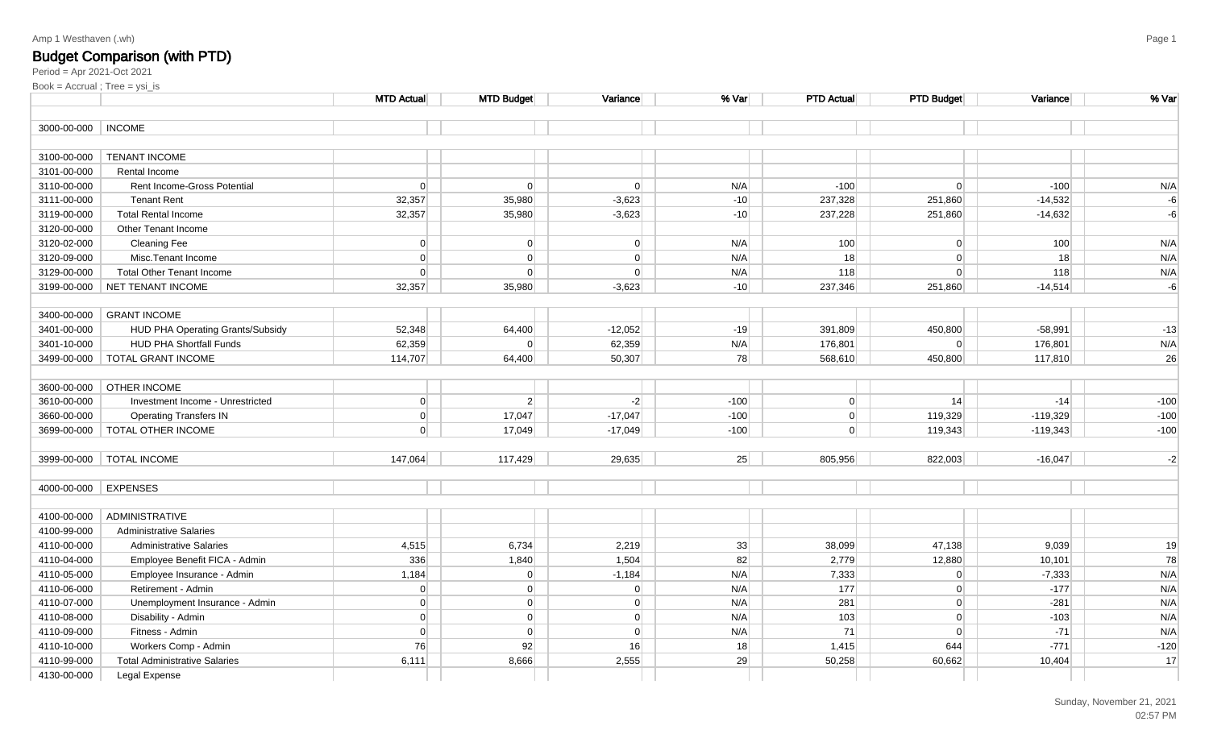Amp 1 Westhaven (.wh)

## Budget Comparison (with PTD)

Period = Apr 2021-Oct 2021

Book = Accrual ; Tree = ysi_is

| | | MTD Actual | MTD Budget | Variance | % Var | PTD Actual | PTD Budget | Variance | % Var |
|---|---|---|---|---|---|---|---|---|---|
| 3000-00-000 | INCOME | | | | | | | | |
| 3100-00-000 | TENANT INCOME | | | | | | | | |
| 3101-00-000 | Rental Income | | | | | | | | |
| 3110-00-000 | Rent Income-Gross Potential | 0 | 0 | 0 | N/A | -100 | 0 | -100 | N/A |
| 3111-00-000 | Tenant Rent | 32,357 | 35,980 | -3,623 | -10 | 237,328 | 251,860 | -14,532 | -6 |
| 3119-00-000 | Total Rental Income | 32,357 | 35,980 | -3,623 | -10 | 237,228 | 251,860 | -14,632 | -6 |
| 3120-00-000 | Other Tenant Income | | | | | | | | |
| 3120-02-000 | Cleaning Fee | 0 | 0 | 0 | N/A | 100 | 0 | 100 | N/A |
| 3120-09-000 | Misc.Tenant Income | 0 | 0 | 0 | N/A | 18 | 0 | 18 | N/A |
| 3129-00-000 | Total Other Tenant Income | 0 | 0 | 0 | N/A | 118 | 0 | 118 | N/A |
| 3199-00-000 | NET TENANT INCOME | 32,357 | 35,980 | -3,623 | -10 | 237,346 | 251,860 | -14,514 | -6 |
| 3400-00-000 | GRANT INCOME | | | | | | | | |
| 3401-00-000 | HUD PHA Operating Grants/Subsidy | 52,348 | 64,400 | -12,052 | -19 | 391,809 | 450,800 | -58,991 | -13 |
| 3401-10-000 | HUD PHA Shortfall Funds | 62,359 | 0 | 62,359 | N/A | 176,801 | 0 | 176,801 | N/A |
| 3499-00-000 | TOTAL GRANT INCOME | 114,707 | 64,400 | 50,307 | 78 | 568,610 | 450,800 | 117,810 | 26 |
| 3600-00-000 | OTHER INCOME | | | | | | | | |
| 3610-00-000 | Investment Income - Unrestricted | 0 | 2 | -2 | -100 | 0 | 14 | -14 | -100 |
| 3660-00-000 | Operating Transfers IN | 0 | 17,047 | -17,047 | -100 | 0 | 119,329 | -119,329 | -100 |
| 3699-00-000 | TOTAL OTHER INCOME | 0 | 17,049 | -17,049 | -100 | 0 | 119,343 | -119,343 | -100 |
| 3999-00-000 | TOTAL INCOME | 147,064 | 117,429 | 29,635 | 25 | 805,956 | 822,003 | -16,047 | -2 |
| 4000-00-000 | EXPENSES | | | | | | | | |
| 4100-00-000 | ADMINISTRATIVE | | | | | | | | |
| 4100-99-000 | Administrative Salaries | | | | | | | | |
| 4110-00-000 | Administrative Salaries | 4,515 | 6,734 | 2,219 | 33 | 38,099 | 47,138 | 9,039 | 19 |
| 4110-04-000 | Employee Benefit FICA - Admin | 336 | 1,840 | 1,504 | 82 | 2,779 | 12,880 | 10,101 | 78 |
| 4110-05-000 | Employee Insurance - Admin | 1,184 | 0 | -1,184 | N/A | 7,333 | 0 | -7,333 | N/A |
| 4110-06-000 | Retirement - Admin | 0 | 0 | 0 | N/A | 177 | 0 | -177 | N/A |
| 4110-07-000 | Unemployment Insurance - Admin | 0 | 0 | 0 | N/A | 281 | 0 | -281 | N/A |
| 4110-08-000 | Disability - Admin | 0 | 0 | 0 | N/A | 103 | 0 | -103 | N/A |
| 4110-09-000 | Fitness - Admin | 0 | 0 | 0 | N/A | 71 | 0 | -71 | N/A |
| 4110-10-000 | Workers Comp - Admin | 76 | 92 | 16 | 18 | 1,415 | 644 | -771 | -120 |
| 4110-99-000 | Total Administrative Salaries | 6,111 | 8,666 | 2,555 | 29 | 50,258 | 60,662 | 10,404 | 17 |
| 4130-00-000 | Legal Expense | | | | | | | | |

Sunday, November 21, 2021
02:57 PM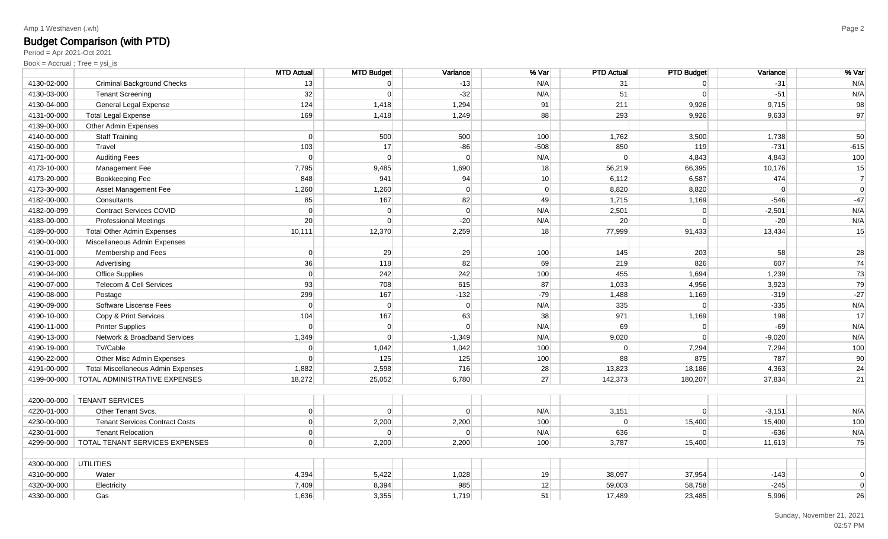Amp 1 Westhaven (.wh)

## Budget Comparison (with PTD)

Period = Apr 2021-Oct 2021

Book = Accrual ; Tree = ysi_is

| | | MTD Actual | MTD Budget | Variance | % Var | PTD Actual | PTD Budget | Variance | % Var |
|---|---|---|---|---|---|---|---|---|---|
| 4130-02-000 | Criminal Background Checks | 13 | 0 | -13 | N/A | 31 | 0 | -31 | N/A |
| 4130-03-000 | Tenant Screening | 32 | 0 | -32 | N/A | 51 | 0 | -51 | N/A |
| 4130-04-000 | General Legal Expense | 124 | 1,418 | 1,294 | 91 | 211 | 9,926 | 9,715 | 98 |
| 4131-00-000 | Total Legal Expense | 169 | 1,418 | 1,249 | 88 | 293 | 9,926 | 9,633 | 97 |
| 4139-00-000 | Other Admin Expenses | | | | | | | | |
| 4140-00-000 | Staff Training | 0 | 500 | 500 | 100 | 1,762 | 3,500 | 1,738 | 50 |
| 4150-00-000 | Travel | 103 | 17 | -86 | -508 | 850 | 119 | -731 | -615 |
| 4171-00-000 | Auditing Fees | 0 | 0 | 0 | N/A | 0 | 4,843 | 4,843 | 100 |
| 4173-10-000 | Management Fee | 7,795 | 9,485 | 1,690 | 18 | 56,219 | 66,395 | 10,176 | 15 |
| 4173-20-000 | Bookkeeping Fee | 848 | 941 | 94 | 10 | 6,112 | 6,587 | 474 | 7 |
| 4173-30-000 | Asset Management Fee | 1,260 | 1,260 | 0 | 0 | 8,820 | 8,820 | 0 | 0 |
| 4182-00-000 | Consultants | 85 | 167 | 82 | 49 | 1,715 | 1,169 | -546 | -47 |
| 4182-00-099 | Contract Services COVID | 0 | 0 | 0 | N/A | 2,501 | 0 | -2,501 | N/A |
| 4183-00-000 | Professional Meetings | 20 | 0 | -20 | N/A | 20 | 0 | -20 | N/A |
| 4189-00-000 | Total Other Admin Expenses | 10,111 | 12,370 | 2,259 | 18 | 77,999 | 91,433 | 13,434 | 15 |
| 4190-00-000 | Miscellaneous Admin Expenses | | | | | | | | |
| 4190-01-000 | Membership and Fees | 0 | 29 | 29 | 100 | 145 | 203 | 58 | 28 |
| 4190-03-000 | Advertising | 36 | 118 | 82 | 69 | 219 | 826 | 607 | 74 |
| 4190-04-000 | Office Supplies | 0 | 242 | 242 | 100 | 455 | 1,694 | 1,239 | 73 |
| 4190-07-000 | Telecom & Cell Services | 93 | 708 | 615 | 87 | 1,033 | 4,956 | 3,923 | 79 |
| 4190-08-000 | Postage | 299 | 167 | -132 | -79 | 1,488 | 1,169 | -319 | -27 |
| 4190-09-000 | Software Liscense Fees | 0 | 0 | 0 | N/A | 335 | 0 | -335 | N/A |
| 4190-10-000 | Copy & Print Services | 104 | 167 | 63 | 38 | 971 | 1,169 | 198 | 17 |
| 4190-11-000 | Printer Supplies | 0 | 0 | 0 | N/A | 69 | 0 | -69 | N/A |
| 4190-13-000 | Network & Broadband Services | 1,349 | 0 | -1,349 | N/A | 9,020 | 0 | -9,020 | N/A |
| 4190-19-000 | TV/Cable | 0 | 1,042 | 1,042 | 100 | 0 | 7,294 | 7,294 | 100 |
| 4190-22-000 | Other Misc Admin Expenses | 0 | 125 | 125 | 100 | 88 | 875 | 787 | 90 |
| 4191-00-000 | Total Miscellaneous Admin Expenses | 1,882 | 2,598 | 716 | 28 | 13,823 | 18,186 | 4,363 | 24 |
| 4199-00-000 | TOTAL ADMINISTRATIVE EXPENSES | 18,272 | 25,052 | 6,780 | 27 | 142,373 | 180,207 | 37,834 | 21 |
| | | | | | | | | | |
| 4200-00-000 | TENANT SERVICES | | | | | | | | |
| 4220-01-000 | Other Tenant Svcs. | 0 | 0 | 0 | N/A | 3,151 | 0 | -3,151 | N/A |
| 4230-00-000 | Tenant Services Contract Costs | 0 | 2,200 | 2,200 | 100 | 0 | 15,400 | 15,400 | 100 |
| 4230-01-000 | Tenant Relocation | 0 | 0 | 0 | N/A | 636 | 0 | -636 | N/A |
| 4299-00-000 | TOTAL TENANT SERVICES EXPENSES | 0 | 2,200 | 2,200 | 100 | 3,787 | 15,400 | 11,613 | 75 |
| | | | | | | | | | |
| 4300-00-000 | UTILITIES | | | | | | | | |
| 4310-00-000 | Water | 4,394 | 5,422 | 1,028 | 19 | 38,097 | 37,954 | -143 | 0 |
| 4320-00-000 | Electricity | 7,409 | 8,394 | 985 | 12 | 59,003 | 58,758 | -245 | 0 |
| 4330-00-000 | Gas | 1,636 | 3,355 | 1,719 | 51 | 17,489 | 23,485 | 5,996 | 26 |

Sunday, November 21, 2021
02:57 PM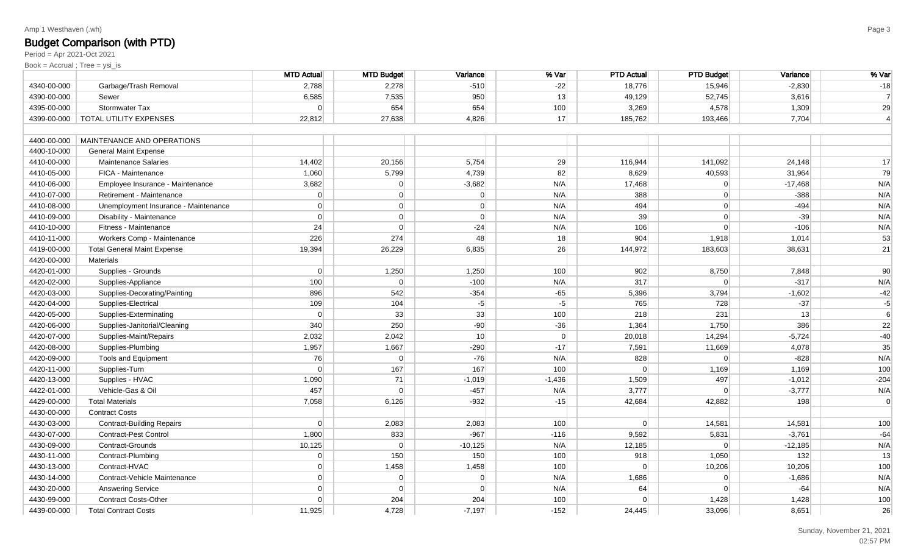Amp 1 Westhaven (.wh)

## Budget Comparison (with PTD)

Period = Apr 2021-Oct 2021

Book = Accrual ; Tree = ysi_is

| | | MTD Actual | MTD Budget | Variance | % Var | PTD Actual | PTD Budget | Variance | % Var |
|---|---|---|---|---|---|---|---|---|---|
| 4340-00-000 | Garbage/Trash Removal | 2,788 | 2,278 | -510 | -22 | 18,776 | 15,946 | -2,830 | -18 |
| 4390-00-000 | Sewer | 6,585 | 7,535 | 950 | 13 | 49,129 | 52,745 | 3,616 | 7 |
| 4395-00-000 | Stormwater Tax | 0 | 654 | 654 | 100 | 3,269 | 4,578 | 1,309 | 29 |
| 4399-00-000 | TOTAL UTILITY EXPENSES | 22,812 | 27,638 | 4,826 | 17 | 185,762 | 193,466 | 7,704 | 4 |
| | | | | | | | | | |
| 4400-00-000 | MAINTENANCE AND OPERATIONS | | | | | | | | |
| 4400-10-000 | General Maint Expense | | | | | | | | |
| 4410-00-000 | Maintenance Salaries | 14,402 | 20,156 | 5,754 | 29 | 116,944 | 141,092 | 24,148 | 17 |
| 4410-05-000 | FICA - Maintenance | 1,060 | 5,799 | 4,739 | 82 | 8,629 | 40,593 | 31,964 | 79 |
| 4410-06-000 | Employee Insurance - Maintenance | 3,682 | 0 | -3,682 | N/A | 17,468 | 0 | -17,468 | N/A |
| 4410-07-000 | Retirement - Maintenance | 0 | 0 | 0 | N/A | 388 | 0 | -388 | N/A |
| 4410-08-000 | Unemployment Insurance - Maintenance | 0 | 0 | 0 | N/A | 494 | 0 | -494 | N/A |
| 4410-09-000 | Disability - Maintenance | 0 | 0 | 0 | N/A | 39 | 0 | -39 | N/A |
| 4410-10-000 | Fitness - Maintenance | 24 | 0 | -24 | N/A | 106 | 0 | -106 | N/A |
| 4410-11-000 | Workers Comp - Maintenance | 226 | 274 | 48 | 18 | 904 | 1,918 | 1,014 | 53 |
| 4419-00-000 | Total General Maint Expense | 19,394 | 26,229 | 6,835 | 26 | 144,972 | 183,603 | 38,631 | 21 |
| 4420-00-000 | Materials | | | | | | | | |
| 4420-01-000 | Supplies - Grounds | 0 | 1,250 | 1,250 | 100 | 902 | 8,750 | 7,848 | 90 |
| 4420-02-000 | Supplies-Appliance | 100 | 0 | -100 | N/A | 317 | 0 | -317 | N/A |
| 4420-03-000 | Supplies-Decorating/Painting | 896 | 542 | -354 | -65 | 5,396 | 3,794 | -1,602 | -42 |
| 4420-04-000 | Supplies-Electrical | 109 | 104 | -5 | -5 | 765 | 728 | -37 | -5 |
| 4420-05-000 | Supplies-Exterminating | 0 | 33 | 33 | 100 | 218 | 231 | 13 | 6 |
| 4420-06-000 | Supplies-Janitorial/Cleaning | 340 | 250 | -90 | -36 | 1,364 | 1,750 | 386 | 22 |
| 4420-07-000 | Supplies-Maint/Repairs | 2,032 | 2,042 | 10 | 0 | 20,018 | 14,294 | -5,724 | -40 |
| 4420-08-000 | Supplies-Plumbing | 1,957 | 1,667 | -290 | -17 | 7,591 | 11,669 | 4,078 | 35 |
| 4420-09-000 | Tools and Equipment | 76 | 0 | -76 | N/A | 828 | 0 | -828 | N/A |
| 4420-11-000 | Supplies-Turn | 0 | 167 | 167 | 100 | 0 | 1,169 | 1,169 | 100 |
| 4420-13-000 | Supplies - HVAC | 1,090 | 71 | -1,019 | -1,436 | 1,509 | 497 | -1,012 | -204 |
| 4422-01-000 | Vehicle-Gas & Oil | 457 | 0 | -457 | N/A | 3,777 | 0 | -3,777 | N/A |
| 4429-00-000 | Total Materials | 7,058 | 6,126 | -932 | -15 | 42,684 | 42,882 | 198 | 0 |
| 4430-00-000 | Contract Costs | | | | | | | | |
| 4430-03-000 | Contract-Building Repairs | 0 | 2,083 | 2,083 | 100 | 0 | 14,581 | 14,581 | 100 |
| 4430-07-000 | Contract-Pest Control | 1,800 | 833 | -967 | -116 | 9,592 | 5,831 | -3,761 | -64 |
| 4430-09-000 | Contract-Grounds | 10,125 | 0 | -10,125 | N/A | 12,185 | 0 | -12,185 | N/A |
| 4430-11-000 | Contract-Plumbing | 0 | 150 | 150 | 100 | 918 | 1,050 | 132 | 13 |
| 4430-13-000 | Contract-HVAC | 0 | 1,458 | 1,458 | 100 | 0 | 10,206 | 10,206 | 100 |
| 4430-14-000 | Contract-Vehicle Maintenance | 0 | 0 | 0 | N/A | 1,686 | 0 | -1,686 | N/A |
| 4430-20-000 | Answering Service | 0 | 0 | 0 | N/A | 64 | 0 | -64 | N/A |
| 4430-99-000 | Contract Costs-Other | 0 | 204 | 204 | 100 | 0 | 1,428 | 1,428 | 100 |
| 4439-00-000 | Total Contract Costs | 11,925 | 4,728 | -7,197 | -152 | 24,445 | 33,096 | 8,651 | 26 |

Sunday, November 21, 2021
02:57 PM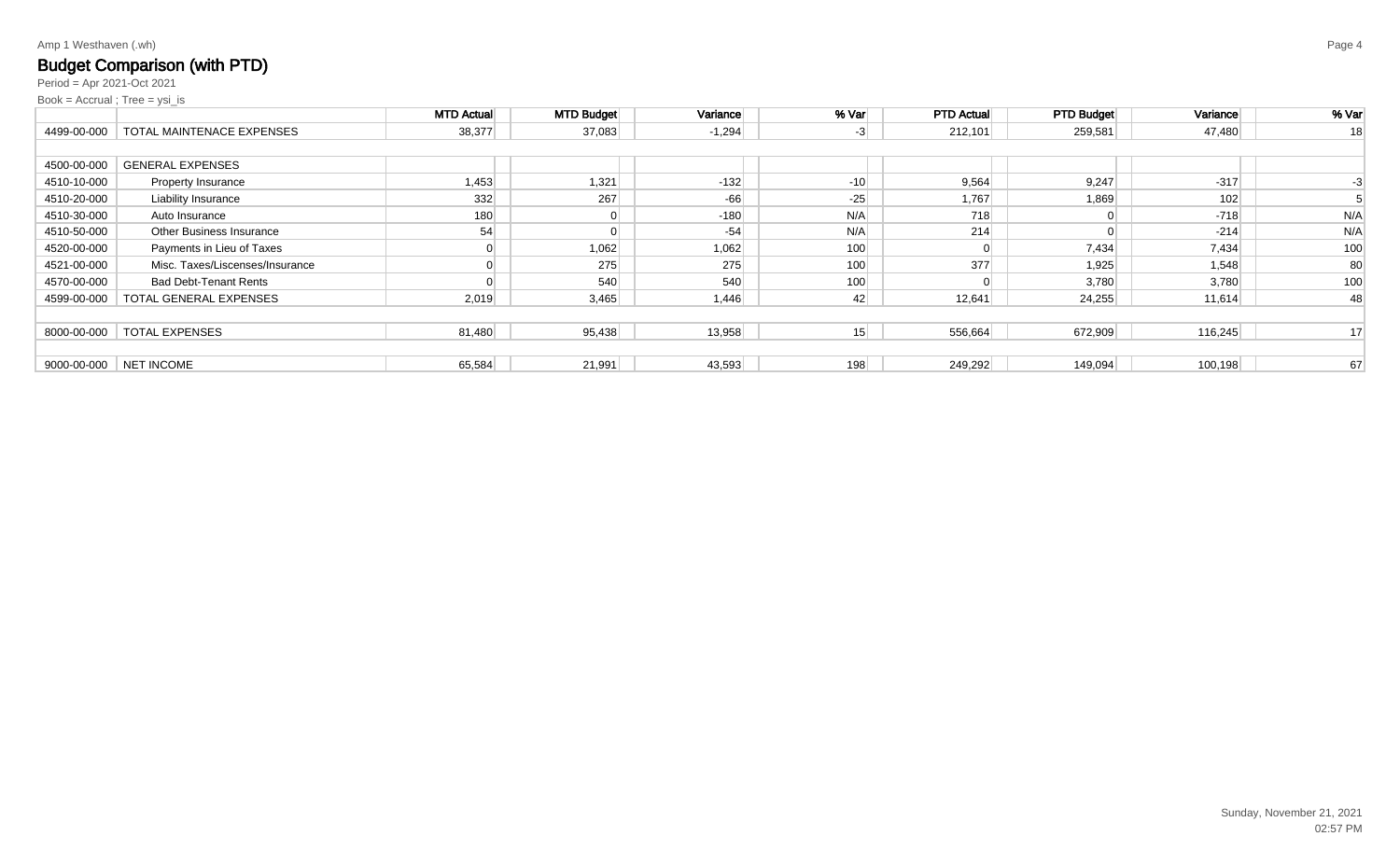Amp 1 Westhaven (.wh)

## Budget Comparison (with PTD)

Period = Apr 2021-Oct 2021

Book = Accrual ; Tree = ysi_is

| | | MTD Actual | MTD Budget | Variance | % Var | PTD Actual | PTD Budget | Variance | % Var |
|---|---|---|---|---|---|---|---|---|---|
| 4499-00-000 | TOTAL MAINTENACE EXPENSES | 38,377 | 37,083 | -1,294 | -3 | 212,101 | 259,581 | 47,480 | 18 |
| | | | | | | | | | |
| 4500-00-000 | GENERAL EXPENSES | | | | | | | | |
| 4510-10-000 | Property Insurance | 1,453 | 1,321 | -132 | -10 | 9,564 | 9,247 | -317 | -3 |
| 4510-20-000 | Liability Insurance | 332 | 267 | -66 | -25 | 1,767 | 1,869 | 102 | 5 |
| 4510-30-000 | Auto Insurance | 180 | 0 | -180 | N/A | 718 | 0 | -718 | N/A |
| 4510-50-000 | Other Business Insurance | 54 | 0 | -54 | N/A | 214 | 0 | -214 | N/A |
| 4520-00-000 | Payments in Lieu of Taxes | 0 | 1,062 | 1,062 | 100 | 0 | 7,434 | 7,434 | 100 |
| 4521-00-000 | Misc. Taxes/Liscenses/Insurance | 0 | 275 | 275 | 100 | 377 | 1,925 | 1,548 | 80 |
| 4570-00-000 | Bad Debt-Tenant Rents | 0 | 540 | 540 | 100 | 0 | 3,780 | 3,780 | 100 |
| 4599-00-000 | TOTAL GENERAL EXPENSES | 2,019 | 3,465 | 1,446 | 42 | 12,641 | 24,255 | 11,614 | 48 |
| | | | | | | | | | |
| 8000-00-000 | TOTAL EXPENSES | 81,480 | 95,438 | 13,958 | 15 | 556,664 | 672,909 | 116,245 | 17 |
| | | | | | | | | | |
| 9000-00-000 | NET INCOME | 65,584 | 21,991 | 43,593 | 198 | 249,292 | 149,094 | 100,198 | 67 |

Sunday, November 21, 2021
02:57 PM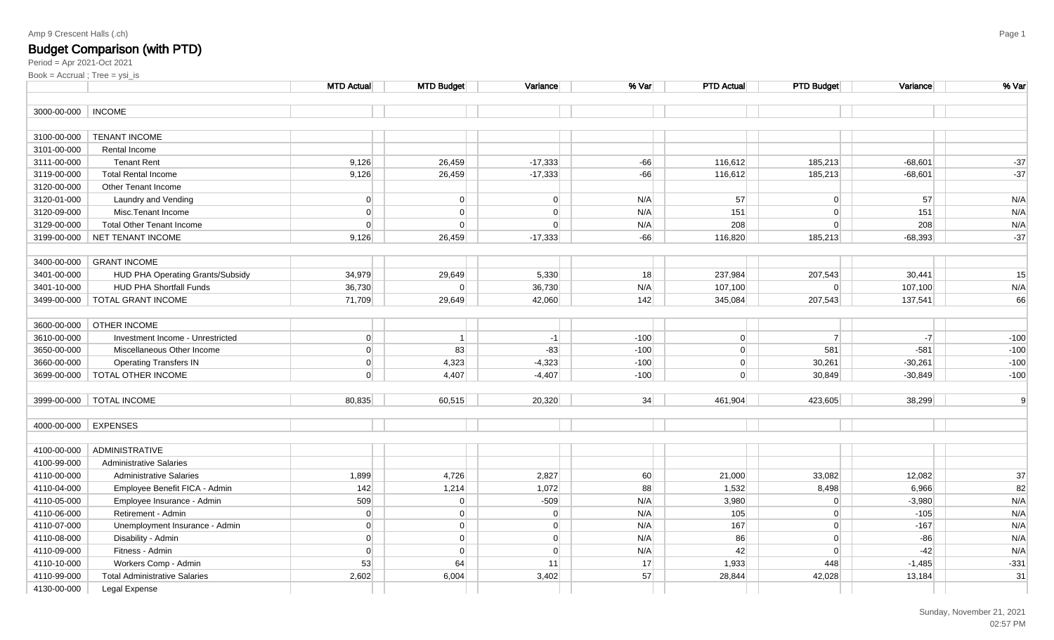Amp 9 Crescent Halls (.ch)

# Budget Comparison (with PTD)

Period = Apr 2021-Oct 2021

Book = Accrual ; Tree = ysi_is

| | | MTD Actual | MTD Budget | Variance | % Var | PTD Actual | PTD Budget | Variance | % Var |
|---|---|---|---|---|---|---|---|---|---|
| 3000-00-000 | INCOME | | | | | | | | |
| 3100-00-000 | TENANT INCOME | | | | | | | | |
| 3101-00-000 | Rental Income | | | | | | | | |
| 3111-00-000 | Tenant Rent | 9,126 | 26,459 | -17,333 | -66 | 116,612 | 185,213 | -68,601 | -37 |
| 3119-00-000 | Total Rental Income | 9,126 | 26,459 | -17,333 | -66 | 116,612 | 185,213 | -68,601 | -37 |
| 3120-00-000 | Other Tenant Income | | | | | | | | |
| 3120-01-000 | Laundry and Vending | 0 | 0 | 0 | N/A | 57 | 0 | 57 | N/A |
| 3120-09-000 | Misc.Tenant Income | 0 | 0 | 0 | N/A | 151 | 0 | 151 | N/A |
| 3129-00-000 | Total Other Tenant Income | 0 | 0 | 0 | N/A | 208 | 0 | 208 | N/A |
| 3199-00-000 | NET TENANT INCOME | 9,126 | 26,459 | -17,333 | -66 | 116,820 | 185,213 | -68,393 | -37 |
| 3400-00-000 | GRANT INCOME | | | | | | | | |
| 3401-00-000 | HUD PHA Operating Grants/Subsidy | 34,979 | 29,649 | 5,330 | 18 | 237,984 | 207,543 | 30,441 | 15 |
| 3401-10-000 | HUD PHA Shortfall Funds | 36,730 | 0 | 36,730 | N/A | 107,100 | 0 | 107,100 | N/A |
| 3499-00-000 | TOTAL GRANT INCOME | 71,709 | 29,649 | 42,060 | 142 | 345,084 | 207,543 | 137,541 | 66 |
| 3600-00-000 | OTHER INCOME | | | | | | | | |
| 3610-00-000 | Investment Income - Unrestricted | 0 | 1 | -1 | -100 | 0 | 7 | -7 | -100 |
| 3650-00-000 | Miscellaneous Other Income | 0 | 83 | -83 | -100 | 0 | 581 | -581 | -100 |
| 3660-00-000 | Operating Transfers IN | 0 | 4,323 | -4,323 | -100 | 0 | 30,261 | -30,261 | -100 |
| 3699-00-000 | TOTAL OTHER INCOME | 0 | 4,407 | -4,407 | -100 | 0 | 30,849 | -30,849 | -100 |
| 3999-00-000 | TOTAL INCOME | 80,835 | 60,515 | 20,320 | 34 | 461,904 | 423,605 | 38,299 | 9 |
| 4000-00-000 | EXPENSES | | | | | | | | |
| 4100-00-000 | ADMINISTRATIVE | | | | | | | | |
| 4100-99-000 | Administrative Salaries | | | | | | | | |
| 4110-00-000 | Administrative Salaries | 1,899 | 4,726 | 2,827 | 60 | 21,000 | 33,082 | 12,082 | 37 |
| 4110-04-000 | Employee Benefit FICA - Admin | 142 | 1,214 | 1,072 | 88 | 1,532 | 8,498 | 6,966 | 82 |
| 4110-05-000 | Employee Insurance - Admin | 509 | 0 | -509 | N/A | 3,980 | 0 | -3,980 | N/A |
| 4110-06-000 | Retirement - Admin | 0 | 0 | 0 | N/A | 105 | 0 | -105 | N/A |
| 4110-07-000 | Unemployment Insurance - Admin | 0 | 0 | 0 | N/A | 167 | 0 | -167 | N/A |
| 4110-08-000 | Disability - Admin | 0 | 0 | 0 | N/A | 86 | 0 | -86 | N/A |
| 4110-09-000 | Fitness - Admin | 0 | 0 | 0 | N/A | 42 | 0 | -42 | N/A |
| 4110-10-000 | Workers Comp - Admin | 53 | 64 | 11 | 17 | 1,933 | 448 | -1,485 | -331 |
| 4110-99-000 | Total Administrative Salaries | 2,602 | 6,004 | 3,402 | 57 | 28,844 | 42,028 | 13,184 | 31 |
| 4130-00-000 | Legal Expense | | | | | | | | |

Sunday, November 21, 2021
02:57 PM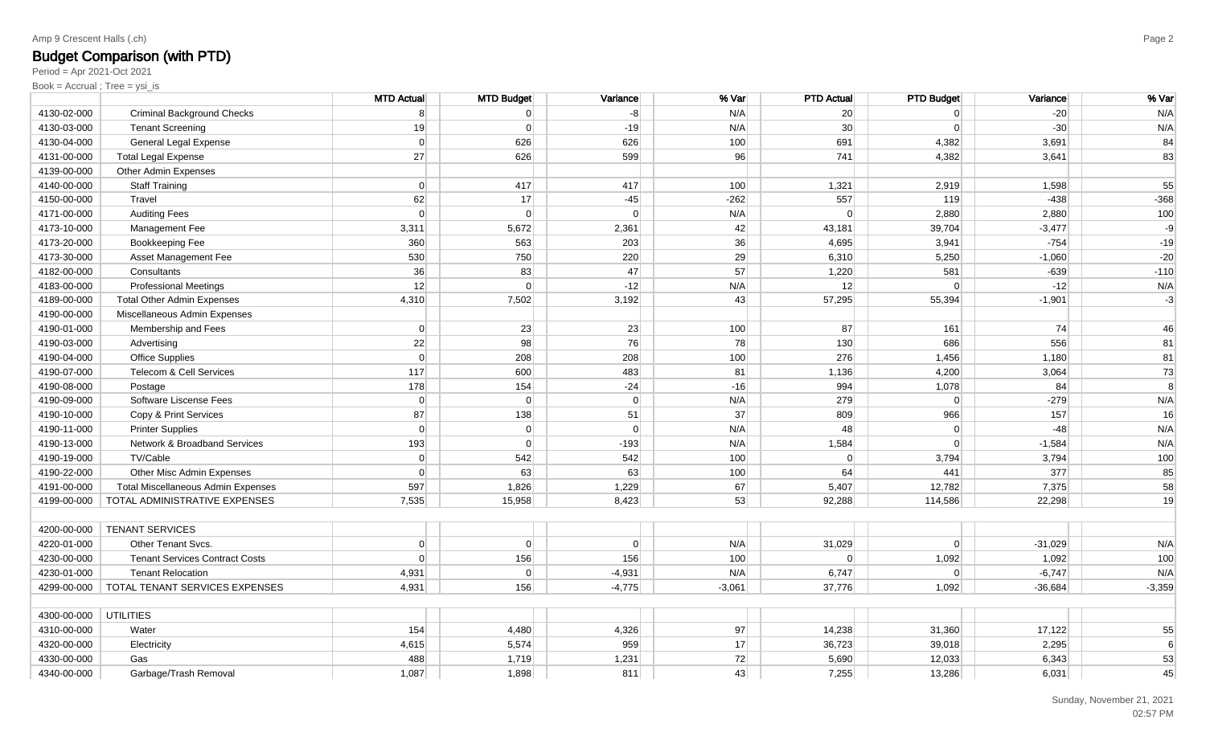Amp 9 Crescent Halls (.ch)

## Budget Comparison (with PTD)

Period = Apr 2021-Oct 2021

Book = Accrual ; Tree = ysi_is

| | | MTD Actual | MTD Budget | Variance | % Var | PTD Actual | PTD Budget | Variance | % Var |
|---|---|---|---|---|---|---|---|---|---|
| 4130-02-000 | Criminal Background Checks | 8 | 0 | -8 | N/A | 20 | 0 | -20 | N/A |
| 4130-03-000 | Tenant Screening | 19 | 0 | -19 | N/A | 30 | 0 | -30 | N/A |
| 4130-04-000 | General Legal Expense | 0 | 626 | 626 | 100 | 691 | 4,382 | 3,691 | 84 |
| 4131-00-000 | Total Legal Expense | 27 | 626 | 599 | 96 | 741 | 4,382 | 3,641 | 83 |
| 4139-00-000 | Other Admin Expenses | | | | | | | | |
| 4140-00-000 | Staff Training | 0 | 417 | 417 | 100 | 1,321 | 2,919 | 1,598 | 55 |
| 4150-00-000 | Travel | 62 | 17 | -45 | -262 | 557 | 119 | -438 | -368 |
| 4171-00-000 | Auditing Fees | 0 | 0 | 0 | N/A | 0 | 2,880 | 2,880 | 100 |
| 4173-10-000 | Management Fee | 3,311 | 5,672 | 2,361 | 42 | 43,181 | 39,704 | -3,477 | -9 |
| 4173-20-000 | Bookkeeping Fee | 360 | 563 | 203 | 36 | 4,695 | 3,941 | -754 | -19 |
| 4173-30-000 | Asset Management Fee | 530 | 750 | 220 | 29 | 6,310 | 5,250 | -1,060 | -20 |
| 4182-00-000 | Consultants | 36 | 83 | 47 | 57 | 1,220 | 581 | -639 | -110 |
| 4183-00-000 | Professional Meetings | 12 | 0 | -12 | N/A | 12 | 0 | -12 | N/A |
| 4189-00-000 | Total Other Admin Expenses | 4,310 | 7,502 | 3,192 | 43 | 57,295 | 55,394 | -1,901 | -3 |
| 4190-00-000 | Miscellaneous Admin Expenses | | | | | | | | |
| 4190-01-000 | Membership and Fees | 0 | 23 | 23 | 100 | 87 | 161 | 74 | 46 |
| 4190-03-000 | Advertising | 22 | 98 | 76 | 78 | 130 | 686 | 556 | 81 |
| 4190-04-000 | Office Supplies | 0 | 208 | 208 | 100 | 276 | 1,456 | 1,180 | 81 |
| 4190-07-000 | Telecom & Cell Services | 117 | 600 | 483 | 81 | 1,136 | 4,200 | 3,064 | 73 |
| 4190-08-000 | Postage | 178 | 154 | -24 | -16 | 994 | 1,078 | 84 | 8 |
| 4190-09-000 | Software Liscense Fees | 0 | 0 | 0 | N/A | 279 | 0 | -279 | N/A |
| 4190-10-000 | Copy & Print Services | 87 | 138 | 51 | 37 | 809 | 966 | 157 | 16 |
| 4190-11-000 | Printer Supplies | 0 | 0 | 0 | N/A | 48 | 0 | -48 | N/A |
| 4190-13-000 | Network & Broadband Services | 193 | 0 | -193 | N/A | 1,584 | 0 | -1,584 | N/A |
| 4190-19-000 | TV/Cable | 0 | 542 | 542 | 100 | 0 | 3,794 | 3,794 | 100 |
| 4190-22-000 | Other Misc Admin Expenses | 0 | 63 | 63 | 100 | 64 | 441 | 377 | 85 |
| 4191-00-000 | Total Miscellaneous Admin Expenses | 597 | 1,826 | 1,229 | 67 | 5,407 | 12,782 | 7,375 | 58 |
| 4199-00-000 | TOTAL ADMINISTRATIVE EXPENSES | 7,535 | 15,958 | 8,423 | 53 | 92,288 | 114,586 | 22,298 | 19 |
| | | | | | | | | | |
| 4200-00-000 | TENANT SERVICES | | | | | | | | |
| 4220-01-000 | Other Tenant Svcs. | 0 | 0 | 0 | N/A | 31,029 | 0 | -31,029 | N/A |
| 4230-00-000 | Tenant Services Contract Costs | 0 | 156 | 156 | 100 | 0 | 1,092 | 1,092 | 100 |
| 4230-01-000 | Tenant Relocation | 4,931 | 0 | -4,931 | N/A | 6,747 | 0 | -6,747 | N/A |
| 4299-00-000 | TOTAL TENANT SERVICES EXPENSES | 4,931 | 156 | -4,775 | -3,061 | 37,776 | 1,092 | -36,684 | -3,359 |
| | | | | | | | | | |
| 4300-00-000 | UTILITIES | | | | | | | | |
| 4310-00-000 | Water | 154 | 4,480 | 4,326 | 97 | 14,238 | 31,360 | 17,122 | 55 |
| 4320-00-000 | Electricity | 4,615 | 5,574 | 959 | 17 | 36,723 | 39,018 | 2,295 | 6 |
| 4330-00-000 | Gas | 488 | 1,719 | 1,231 | 72 | 5,690 | 12,033 | 6,343 | 53 |
| 4340-00-000 | Garbage/Trash Removal | 1,087 | 1,898 | 811 | 43 | 7,255 | 13,286 | 6,031 | 45 |

Sunday, November 21, 2021
02:57 PM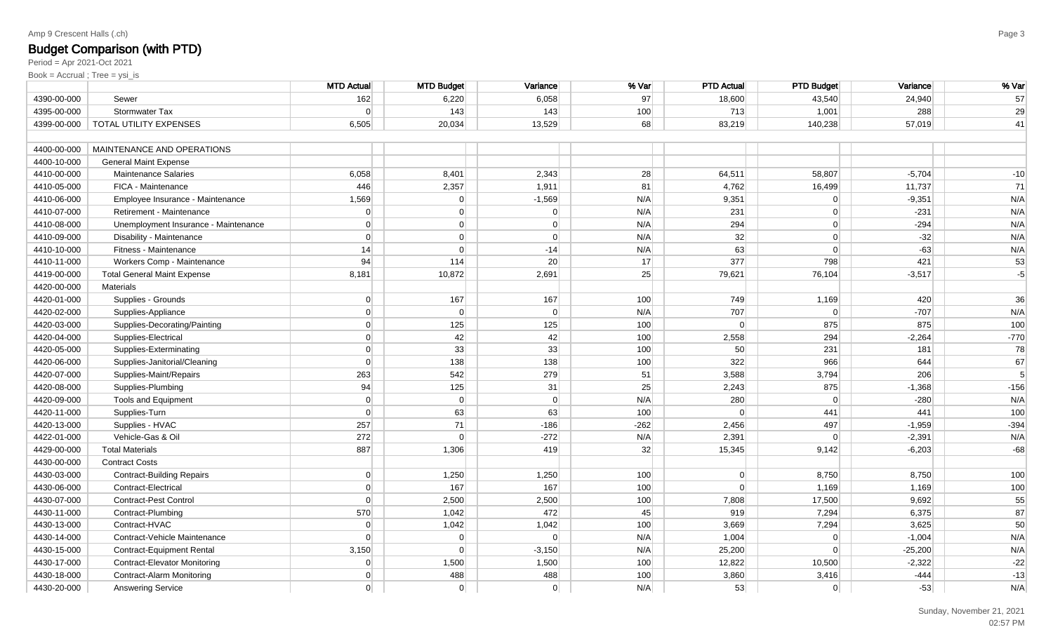Amp 9 Crescent Halls (.ch)

## Budget Comparison (with PTD)

Period = Apr 2021-Oct 2021

Book = Accrual ; Tree = ysi_is

| | | MTD Actual | MTD Budget | Variance | % Var | PTD Actual | PTD Budget | Variance | % Var |
|---|---|---|---|---|---|---|---|---|---|
| 4390-00-000 | Sewer | 162 | 6,220 | 6,058 | 97 | 18,600 | 43,540 | 24,940 | 57 |
| 4395-00-000 | Stormwater Tax | 0 | 143 | 143 | 100 | 713 | 1,001 | 288 | 29 |
| 4399-00-000 | TOTAL UTILITY EXPENSES | 6,505 | 20,034 | 13,529 | 68 | 83,219 | 140,238 | 57,019 | 41 |
| | | | | | | | | | |
| 4400-00-000 | MAINTENANCE AND OPERATIONS | | | | | | | | |
| 4400-10-000 | General Maint Expense | | | | | | | | |
| 4410-00-000 | Maintenance Salaries | 6,058 | 8,401 | 2,343 | 28 | 64,511 | 58,807 | -5,704 | -10 |
| 4410-05-000 | FICA - Maintenance | 446 | 2,357 | 1,911 | 81 | 4,762 | 16,499 | 11,737 | 71 |
| 4410-06-000 | Employee Insurance - Maintenance | 1,569 | 0 | -1,569 | N/A | 9,351 | 0 | -9,351 | N/A |
| 4410-07-000 | Retirement - Maintenance | 0 | 0 | 0 | N/A | 231 | 0 | -231 | N/A |
| 4410-08-000 | Unemployment Insurance - Maintenance | 0 | 0 | 0 | N/A | 294 | 0 | -294 | N/A |
| 4410-09-000 | Disability - Maintenance | 0 | 0 | 0 | N/A | 32 | 0 | -32 | N/A |
| 4410-10-000 | Fitness - Maintenance | 14 | 0 | -14 | N/A | 63 | 0 | -63 | N/A |
| 4410-11-000 | Workers Comp - Maintenance | 94 | 114 | 20 | 17 | 377 | 798 | 421 | 53 |
| 4419-00-000 | Total General Maint Expense | 8,181 | 10,872 | 2,691 | 25 | 79,621 | 76,104 | -3,517 | -5 |
| 4420-00-000 | Materials | | | | | | | | |
| 4420-01-000 | Supplies - Grounds | 0 | 167 | 167 | 100 | 749 | 1,169 | 420 | 36 |
| 4420-02-000 | Supplies-Appliance | 0 | 0 | 0 | N/A | 707 | 0 | -707 | N/A |
| 4420-03-000 | Supplies-Decorating/Painting | 0 | 125 | 125 | 100 | 0 | 875 | 875 | 100 |
| 4420-04-000 | Supplies-Electrical | 0 | 42 | 42 | 100 | 2,558 | 294 | -2,264 | -770 |
| 4420-05-000 | Supplies-Exterminating | 0 | 33 | 33 | 100 | 50 | 231 | 181 | 78 |
| 4420-06-000 | Supplies-Janitorial/Cleaning | 0 | 138 | 138 | 100 | 322 | 966 | 644 | 67 |
| 4420-07-000 | Supplies-Maint/Repairs | 263 | 542 | 279 | 51 | 3,588 | 3,794 | 206 | 5 |
| 4420-08-000 | Supplies-Plumbing | 94 | 125 | 31 | 25 | 2,243 | 875 | -1,368 | -156 |
| 4420-09-000 | Tools and Equipment | 0 | 0 | 0 | N/A | 280 | 0 | -280 | N/A |
| 4420-11-000 | Supplies-Turn | 0 | 63 | 63 | 100 | 0 | 441 | 441 | 100 |
| 4420-13-000 | Supplies - HVAC | 257 | 71 | -186 | -262 | 2,456 | 497 | -1,959 | -394 |
| 4422-01-000 | Vehicle-Gas & Oil | 272 | 0 | -272 | N/A | 2,391 | 0 | -2,391 | N/A |
| 4429-00-000 | Total Materials | 887 | 1,306 | 419 | 32 | 15,345 | 9,142 | -6,203 | -68 |
| 4430-00-000 | Contract Costs | | | | | | | | |
| 4430-03-000 | Contract-Building Repairs | 0 | 1,250 | 1,250 | 100 | 0 | 8,750 | 8,750 | 100 |
| 4430-06-000 | Contract-Electrical | 0 | 167 | 167 | 100 | 0 | 1,169 | 1,169 | 100 |
| 4430-07-000 | Contract-Pest Control | 0 | 2,500 | 2,500 | 100 | 7,808 | 17,500 | 9,692 | 55 |
| 4430-11-000 | Contract-Plumbing | 570 | 1,042 | 472 | 45 | 919 | 7,294 | 6,375 | 87 |
| 4430-13-000 | Contract-HVAC | 0 | 1,042 | 1,042 | 100 | 3,669 | 7,294 | 3,625 | 50 |
| 4430-14-000 | Contract-Vehicle Maintenance | 0 | 0 | 0 | N/A | 1,004 | 0 | -1,004 | N/A |
| 4430-15-000 | Contract-Equipment Rental | 3,150 | 0 | -3,150 | N/A | 25,200 | 0 | -25,200 | N/A |
| 4430-17-000 | Contract-Elevator Monitoring | 0 | 1,500 | 1,500 | 100 | 12,822 | 10,500 | -2,322 | -22 |
| 4430-18-000 | Contract-Alarm Monitoring | 0 | 488 | 488 | 100 | 3,860 | 3,416 | -444 | -13 |
| 4430-20-000 | Answering Service | 0 | 0 | 0 | N/A | 53 | 0 | -53 | N/A |

Sunday, November 21, 2021
02:57 PM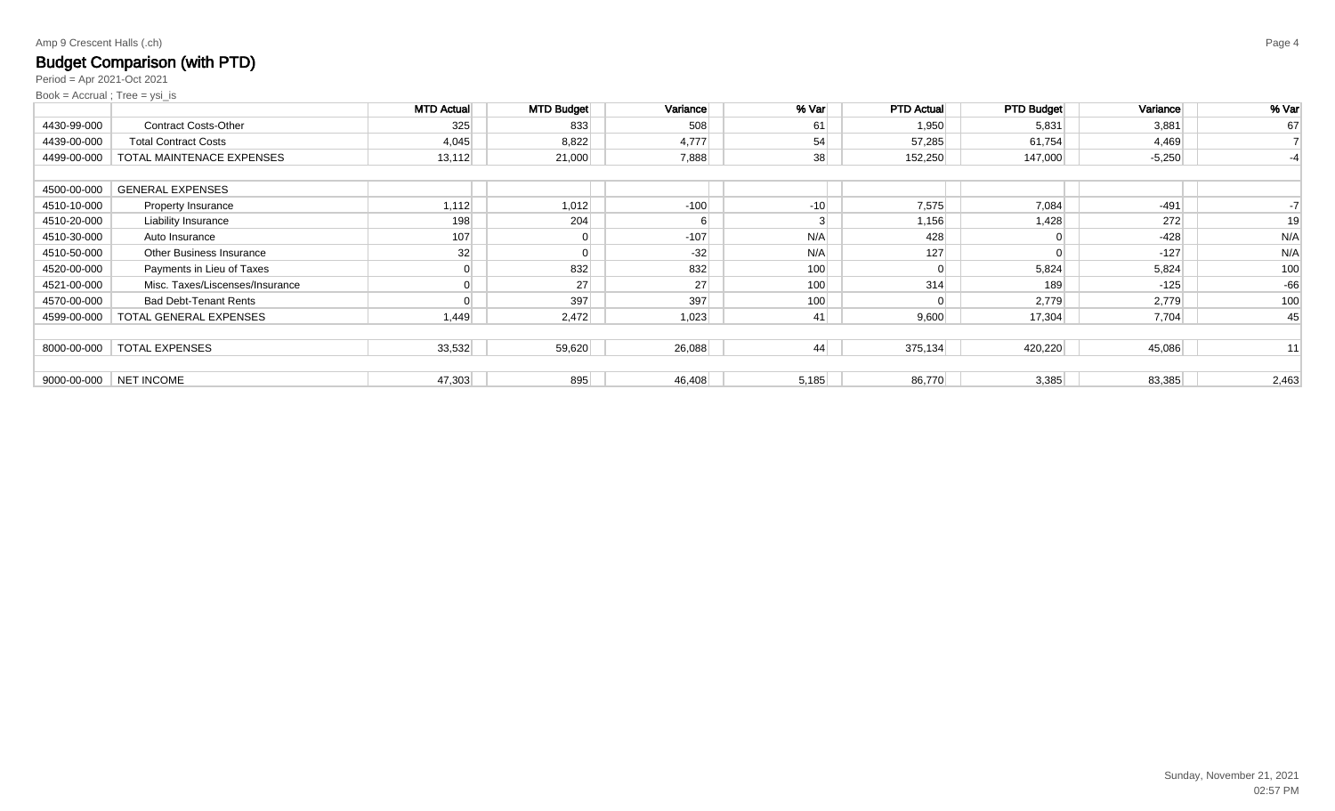Amp 9 Crescent Halls (.ch)

## Budget Comparison (with PTD)

Period = Apr 2021-Oct 2021

Book = Accrual ; Tree = ysi_is

| | | MTD Actual | MTD Budget | Variance | % Var | PTD Actual | PTD Budget | Variance | % Var |
|---|---|---|---|---|---|---|---|---|---|
| 4430-99-000 | Contract Costs-Other | 325 | 833 | 508 | 61 | 1,950 | 5,831 | 3,881 | 67 |
| 4439-00-000 | Total Contract Costs | 4,045 | 8,822 | 4,777 | 54 | 57,285 | 61,754 | 4,469 | 7 |
| 4499-00-000 | TOTAL MAINTENACE EXPENSES | 13,112 | 21,000 | 7,888 | 38 | 152,250 | 147,000 | -5,250 | -4 |
| | | | | | | | | | |
| 4500-00-000 | GENERAL EXPENSES | | | | | | | | |
| 4510-10-000 | Property Insurance | 1,112 | 1,012 | -100 | -10 | 7,575 | 7,084 | -491 | -7 |
| 4510-20-000 | Liability Insurance | 198 | 204 | 6 | 3 | 1,156 | 1,428 | 272 | 19 |
| 4510-30-000 | Auto Insurance | 107 | 0 | -107 | N/A | 428 | 0 | -428 | N/A |
| 4510-50-000 | Other Business Insurance | 32 | 0 | -32 | N/A | 127 | 0 | -127 | N/A |
| 4520-00-000 | Payments in Lieu of Taxes | 0 | 832 | 832 | 100 | 0 | 5,824 | 5,824 | 100 |
| 4521-00-000 | Misc. Taxes/Liscenses/Insurance | 0 | 27 | 27 | 100 | 314 | 189 | -125 | -66 |
| 4570-00-000 | Bad Debt-Tenant Rents | 0 | 397 | 397 | 100 | 0 | 2,779 | 2,779 | 100 |
| 4599-00-000 | TOTAL GENERAL EXPENSES | 1,449 | 2,472 | 1,023 | 41 | 9,600 | 17,304 | 7,704 | 45 |
| | | | | | | | | | |
| 8000-00-000 | TOTAL EXPENSES | 33,532 | 59,620 | 26,088 | 44 | 375,134 | 420,220 | 45,086 | 11 |
| | | | | | | | | | |
| 9000-00-000 | NET INCOME | 47,303 | 895 | 46,408 | 5,185 | 86,770 | 3,385 | 83,385 | 2,463 |

Sunday, November 21, 2021
02:57 PM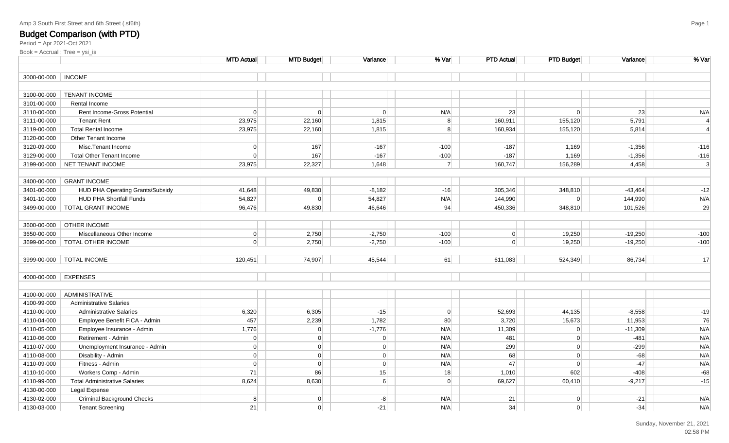Amp 3 South First Street and 6th Street (.sf6th)

## Budget Comparison (with PTD)

Period = Apr 2021-Oct 2021

Book = Accrual ; Tree = ysi_is

| | | MTD Actual | MTD Budget | Variance | % Var | PTD Actual | PTD Budget | Variance | % Var |
|---|---|---|---|---|---|---|---|---|---|
| 3000-00-000 | INCOME | | | | | | | | |
| 3100-00-000 | TENANT INCOME | | | | | | | | |
| 3101-00-000 | Rental Income | | | | | | | | |
| 3110-00-000 | Rent Income-Gross Potential | 0 | 0 | 0 | N/A | 23 | 0 | 23 | N/A |
| 3111-00-000 | Tenant Rent | 23,975 | 22,160 | 1,815 | 8 | 160,911 | 155,120 | 5,791 | 4 |
| 3119-00-000 | Total Rental Income | 23,975 | 22,160 | 1,815 | 8 | 160,934 | 155,120 | 5,814 | 4 |
| 3120-00-000 | Other Tenant Income | | | | | | | | |
| 3120-09-000 | Misc.Tenant Income | 0 | 167 | -167 | -100 | -187 | 1,169 | -1,356 | -116 |
| 3129-00-000 | Total Other Tenant Income | 0 | 167 | -167 | -100 | -187 | 1,169 | -1,356 | -116 |
| 3199-00-000 | NET TENANT INCOME | 23,975 | 22,327 | 1,648 | 7 | 160,747 | 156,289 | 4,458 | 3 |
| 3400-00-000 | GRANT INCOME | | | | | | | | |
| 3401-00-000 | HUD PHA Operating Grants/Subsidy | 41,648 | 49,830 | -8,182 | -16 | 305,346 | 348,810 | -43,464 | -12 |
| 3401-10-000 | HUD PHA Shortfall Funds | 54,827 | 0 | 54,827 | N/A | 144,990 | 0 | 144,990 | N/A |
| 3499-00-000 | TOTAL GRANT INCOME | 96,476 | 49,830 | 46,646 | 94 | 450,336 | 348,810 | 101,526 | 29 |
| 3600-00-000 | OTHER INCOME | | | | | | | | |
| 3650-00-000 | Miscellaneous Other Income | 0 | 2,750 | -2,750 | -100 | 0 | 19,250 | -19,250 | -100 |
| 3699-00-000 | TOTAL OTHER INCOME | 0 | 2,750 | -2,750 | -100 | 0 | 19,250 | -19,250 | -100 |
| 3999-00-000 | TOTAL INCOME | 120,451 | 74,907 | 45,544 | 61 | 611,083 | 524,349 | 86,734 | 17 |
| 4000-00-000 | EXPENSES | | | | | | | | |
| 4100-00-000 | ADMINISTRATIVE | | | | | | | | |
| 4100-99-000 | Administrative Salaries | | | | | | | | |
| 4110-00-000 | Administrative Salaries | 6,320 | 6,305 | -15 | 0 | 52,693 | 44,135 | -8,558 | -19 |
| 4110-04-000 | Employee Benefit FICA - Admin | 457 | 2,239 | 1,782 | 80 | 3,720 | 15,673 | 11,953 | 76 |
| 4110-05-000 | Employee Insurance - Admin | 1,776 | 0 | -1,776 | N/A | 11,309 | 0 | -11,309 | N/A |
| 4110-06-000 | Retirement - Admin | 0 | 0 | 0 | N/A | 481 | 0 | -481 | N/A |
| 4110-07-000 | Unemployment Insurance - Admin | 0 | 0 | 0 | N/A | 299 | 0 | -299 | N/A |
| 4110-08-000 | Disability - Admin | 0 | 0 | 0 | N/A | 68 | 0 | -68 | N/A |
| 4110-09-000 | Fitness - Admin | 0 | 0 | 0 | N/A | 47 | 0 | -47 | N/A |
| 4110-10-000 | Workers Comp - Admin | 71 | 86 | 15 | 18 | 1,010 | 602 | -408 | -68 |
| 4110-99-000 | Total Administrative Salaries | 8,624 | 8,630 | 6 | 0 | 69,627 | 60,410 | -9,217 | -15 |
| 4130-00-000 | Legal Expense | | | | | | | | |
| 4130-02-000 | Criminal Background Checks | 8 | 0 | -8 | N/A | 21 | 0 | -21 | N/A |
| 4130-03-000 | Tenant Screening | 21 | 0 | -21 | N/A | 34 | 0 | -34 | N/A |

Sunday, November 21, 2021
02:58 PM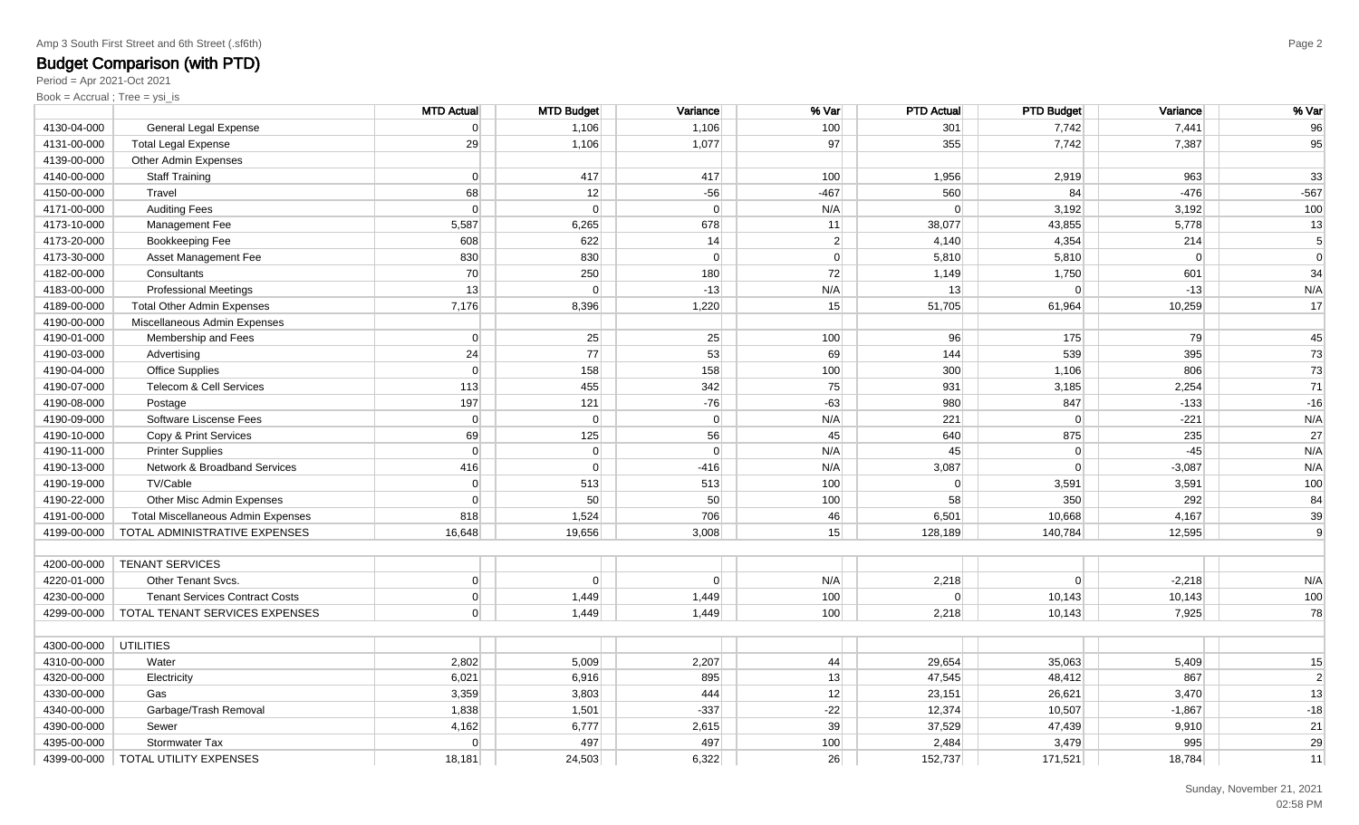Amp 3 South First Street and 6th Street (.sf6th)

# Budget Comparison (with PTD)

Period = Apr 2021-Oct 2021

Book = Accrual ; Tree = ysi_is

| | | MTD Actual | MTD Budget | Variance | % Var | PTD Actual | PTD Budget | Variance | % Var |
|---|---|---|---|---|---|---|---|---|---|
| 4130-04-000 | General Legal Expense | 0 | 1,106 | 1,106 | 100 | 301 | 7,742 | 7,441 | 96 |
| 4131-00-000 | Total Legal Expense | 29 | 1,106 | 1,077 | 97 | 355 | 7,742 | 7,387 | 95 |
| 4139-00-000 | Other Admin Expenses | | | | | | | | |
| 4140-00-000 | Staff Training | 0 | 417 | 417 | 100 | 1,956 | 2,919 | 963 | 33 |
| 4150-00-000 | Travel | 68 | 12 | -56 | -467 | 560 | 84 | -476 | -567 |
| 4171-00-000 | Auditing Fees | 0 | 0 | 0 | N/A | 0 | 3,192 | 3,192 | 100 |
| 4173-10-000 | Management Fee | 5,587 | 6,265 | 678 | 11 | 38,077 | 43,855 | 5,778 | 13 |
| 4173-20-000 | Bookkeeping Fee | 608 | 622 | 14 | 2 | 4,140 | 4,354 | 214 | 5 |
| 4173-30-000 | Asset Management Fee | 830 | 830 | 0 | 0 | 5,810 | 5,810 | 0 | 0 |
| 4182-00-000 | Consultants | 70 | 250 | 180 | 72 | 1,149 | 1,750 | 601 | 34 |
| 4183-00-000 | Professional Meetings | 13 | 0 | -13 | N/A | 13 | 0 | -13 | N/A |
| 4189-00-000 | Total Other Admin Expenses | 7,176 | 8,396 | 1,220 | 15 | 51,705 | 61,964 | 10,259 | 17 |
| 4190-00-000 | Miscellaneous Admin Expenses | | | | | | | | |
| 4190-01-000 | Membership and Fees | 0 | 25 | 25 | 100 | 96 | 175 | 79 | 45 |
| 4190-03-000 | Advertising | 24 | 77 | 53 | 69 | 144 | 539 | 395 | 73 |
| 4190-04-000 | Office Supplies | 0 | 158 | 158 | 100 | 300 | 1,106 | 806 | 73 |
| 4190-07-000 | Telecom & Cell Services | 113 | 455 | 342 | 75 | 931 | 3,185 | 2,254 | 71 |
| 4190-08-000 | Postage | 197 | 121 | -76 | -63 | 980 | 847 | -133 | -16 |
| 4190-09-000 | Software Liscense Fees | 0 | 0 | 0 | N/A | 221 | 0 | -221 | N/A |
| 4190-10-000 | Copy & Print Services | 69 | 125 | 56 | 45 | 640 | 875 | 235 | 27 |
| 4190-11-000 | Printer Supplies | 0 | 0 | 0 | N/A | 45 | 0 | -45 | N/A |
| 4190-13-000 | Network & Broadband Services | 416 | 0 | -416 | N/A | 3,087 | 0 | -3,087 | N/A |
| 4190-19-000 | TV/Cable | 0 | 513 | 513 | 100 | 0 | 3,591 | 3,591 | 100 |
| 4190-22-000 | Other Misc Admin Expenses | 0 | 50 | 50 | 100 | 58 | 350 | 292 | 84 |
| 4191-00-000 | Total Miscellaneous Admin Expenses | 818 | 1,524 | 706 | 46 | 6,501 | 10,668 | 4,167 | 39 |
| 4199-00-000 | TOTAL ADMINISTRATIVE EXPENSES | 16,648 | 19,656 | 3,008 | 15 | 128,189 | 140,784 | 12,595 | 9 |
| | | | | | | | | | |
| 4200-00-000 | TENANT SERVICES | | | | | | | | |
| 4220-01-000 | Other Tenant Svcs. | 0 | 0 | 0 | N/A | 2,218 | 0 | -2,218 | N/A |
| 4230-00-000 | Tenant Services Contract Costs | 0 | 1,449 | 1,449 | 100 | 0 | 10,143 | 10,143 | 100 |
| 4299-00-000 | TOTAL TENANT SERVICES EXPENSES | 0 | 1,449 | 1,449 | 100 | 2,218 | 10,143 | 7,925 | 78 |
| | | | | | | | | | |
| 4300-00-000 | UTILITIES | | | | | | | | |
| 4310-00-000 | Water | 2,802 | 5,009 | 2,207 | 44 | 29,654 | 35,063 | 5,409 | 15 |
| 4320-00-000 | Electricity | 6,021 | 6,916 | 895 | 13 | 47,545 | 48,412 | 867 | 2 |
| 4330-00-000 | Gas | 3,359 | 3,803 | 444 | 12 | 23,151 | 26,621 | 3,470 | 13 |
| 4340-00-000 | Garbage/Trash Removal | 1,838 | 1,501 | -337 | -22 | 12,374 | 10,507 | -1,867 | -18 |
| 4390-00-000 | Sewer | 4,162 | 6,777 | 2,615 | 39 | 37,529 | 47,439 | 9,910 | 21 |
| 4395-00-000 | Stormwater Tax | 0 | 497 | 497 | 100 | 2,484 | 3,479 | 995 | 29 |
| 4399-00-000 | TOTAL UTILITY EXPENSES | 18,181 | 24,503 | 6,322 | 26 | 152,737 | 171,521 | 18,784 | 11 |

Sunday, November 21, 2021
02:58 PM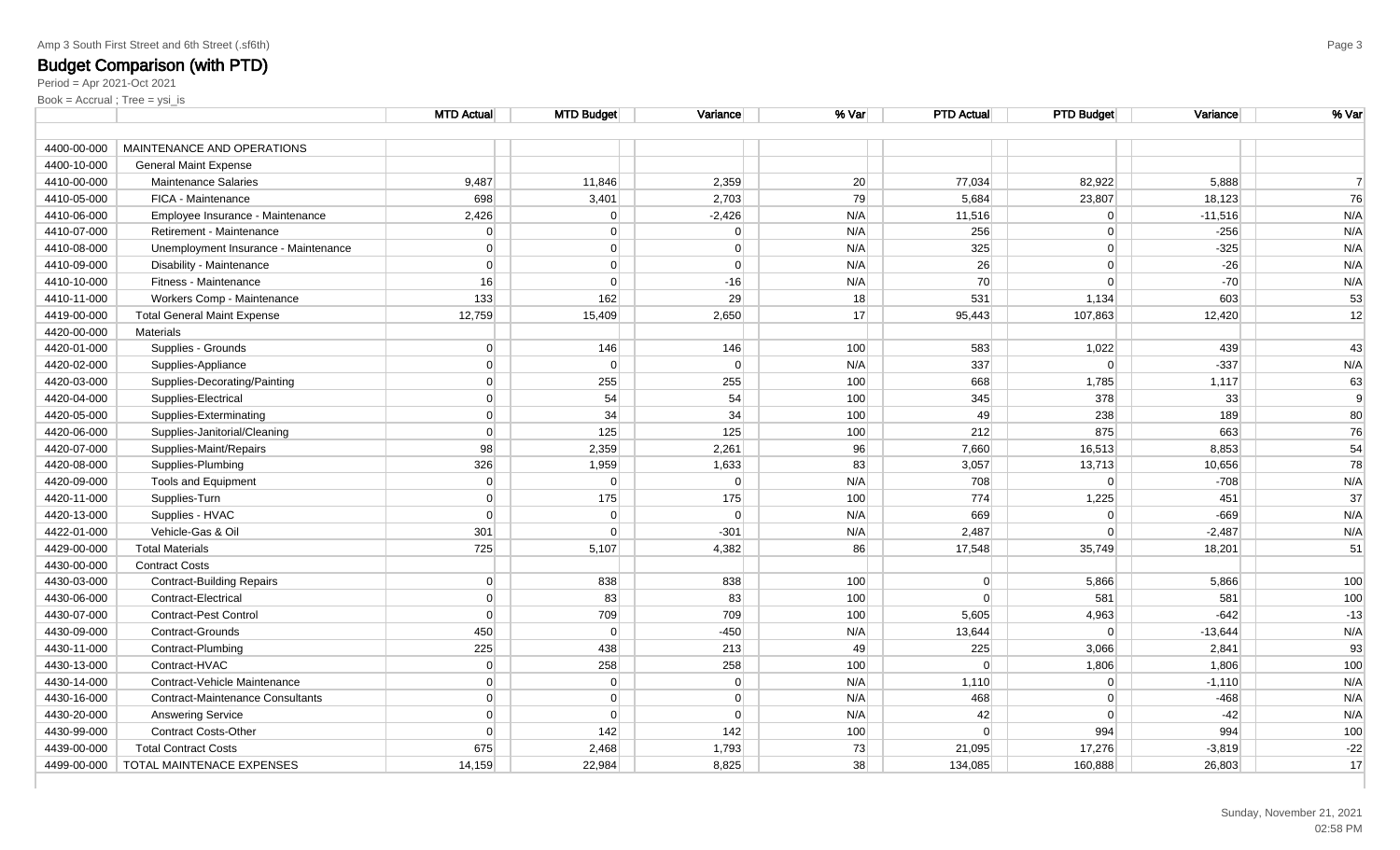Amp 3 South First Street and 6th Street (.sf6th)

## Budget Comparison (with PTD)

Period = Apr 2021-Oct 2021

Book = Accrual ; Tree = ysi_is

| | | MTD Actual | MTD Budget | Variance | % Var | PTD Actual | PTD Budget | Variance | % Var |
|---|---|---|---|---|---|---|---|---|---|
| 4400-00-000 | MAINTENANCE AND OPERATIONS | | | | | | | | |
| 4400-10-000 | General Maint Expense | | | | | | | | |
| 4410-00-000 | Maintenance Salaries | 9,487 | 11,846 | 2,359 | 20 | 77,034 | 82,922 | 5,888 | 7 |
| 4410-05-000 | FICA - Maintenance | 698 | 3,401 | 2,703 | 79 | 5,684 | 23,807 | 18,123 | 76 |
| 4410-06-000 | Employee Insurance - Maintenance | 2,426 | 0 | -2,426 | N/A | 11,516 | 0 | -11,516 | N/A |
| 4410-07-000 | Retirement - Maintenance | 0 | 0 | 0 | N/A | 256 | 0 | -256 | N/A |
| 4410-08-000 | Unemployment Insurance - Maintenance | 0 | 0 | 0 | N/A | 325 | 0 | -325 | N/A |
| 4410-09-000 | Disability - Maintenance | 0 | 0 | 0 | N/A | 26 | 0 | -26 | N/A |
| 4410-10-000 | Fitness - Maintenance | 16 | 0 | -16 | N/A | 70 | 0 | -70 | N/A |
| 4410-11-000 | Workers Comp - Maintenance | 133 | 162 | 29 | 18 | 531 | 1,134 | 603 | 53 |
| 4419-00-000 | Total General Maint Expense | 12,759 | 15,409 | 2,650 | 17 | 95,443 | 107,863 | 12,420 | 12 |
| 4420-00-000 | Materials | | | | | | | | |
| 4420-01-000 | Supplies - Grounds | 0 | 146 | 146 | 100 | 583 | 1,022 | 439 | 43 |
| 4420-02-000 | Supplies-Appliance | 0 | 0 | 0 | N/A | 337 | 0 | -337 | N/A |
| 4420-03-000 | Supplies-Decorating/Painting | 0 | 255 | 255 | 100 | 668 | 1,785 | 1,117 | 63 |
| 4420-04-000 | Supplies-Electrical | 0 | 54 | 54 | 100 | 345 | 378 | 33 | 9 |
| 4420-05-000 | Supplies-Exterminating | 0 | 34 | 34 | 100 | 49 | 238 | 189 | 80 |
| 4420-06-000 | Supplies-Janitorial/Cleaning | 0 | 125 | 125 | 100 | 212 | 875 | 663 | 76 |
| 4420-07-000 | Supplies-Maint/Repairs | 98 | 2,359 | 2,261 | 96 | 7,660 | 16,513 | 8,853 | 54 |
| 4420-08-000 | Supplies-Plumbing | 326 | 1,959 | 1,633 | 83 | 3,057 | 13,713 | 10,656 | 78 |
| 4420-09-000 | Tools and Equipment | 0 | 0 | 0 | N/A | 708 | 0 | -708 | N/A |
| 4420-11-000 | Supplies-Turn | 0 | 175 | 175 | 100 | 774 | 1,225 | 451 | 37 |
| 4420-13-000 | Supplies - HVAC | 0 | 0 | 0 | N/A | 669 | 0 | -669 | N/A |
| 4422-01-000 | Vehicle-Gas & Oil | 301 | 0 | -301 | N/A | 2,487 | 0 | -2,487 | N/A |
| 4429-00-000 | Total Materials | 725 | 5,107 | 4,382 | 86 | 17,548 | 35,749 | 18,201 | 51 |
| 4430-00-000 | Contract Costs | | | | | | | | |
| 4430-03-000 | Contract-Building Repairs | 0 | 838 | 838 | 100 | 0 | 5,866 | 5,866 | 100 |
| 4430-06-000 | Contract-Electrical | 0 | 83 | 83 | 100 | 0 | 581 | 581 | 100 |
| 4430-07-000 | Contract-Pest Control | 0 | 709 | 709 | 100 | 5,605 | 4,963 | -642 | -13 |
| 4430-09-000 | Contract-Grounds | 450 | 0 | -450 | N/A | 13,644 | 0 | -13,644 | N/A |
| 4430-11-000 | Contract-Plumbing | 225 | 438 | 213 | 49 | 225 | 3,066 | 2,841 | 93 |
| 4430-13-000 | Contract-HVAC | 0 | 258 | 258 | 100 | 0 | 1,806 | 1,806 | 100 |
| 4430-14-000 | Contract-Vehicle Maintenance | 0 | 0 | 0 | N/A | 1,110 | 0 | -1,110 | N/A |
| 4430-16-000 | Contract-Maintenance Consultants | 0 | 0 | 0 | N/A | 468 | 0 | -468 | N/A |
| 4430-20-000 | Answering Service | 0 | 0 | 0 | N/A | 42 | 0 | -42 | N/A |
| 4430-99-000 | Contract Costs-Other | 0 | 142 | 142 | 100 | 0 | 994 | 994 | 100 |
| 4439-00-000 | Total Contract Costs | 675 | 2,468 | 1,793 | 73 | 21,095 | 17,276 | -3,819 | -22 |
| 4499-00-000 | TOTAL MAINTENACE EXPENSES | 14,159 | 22,984 | 8,825 | 38 | 134,085 | 160,888 | 26,803 | 17 |

Sunday, November 21, 2021
02:58 PM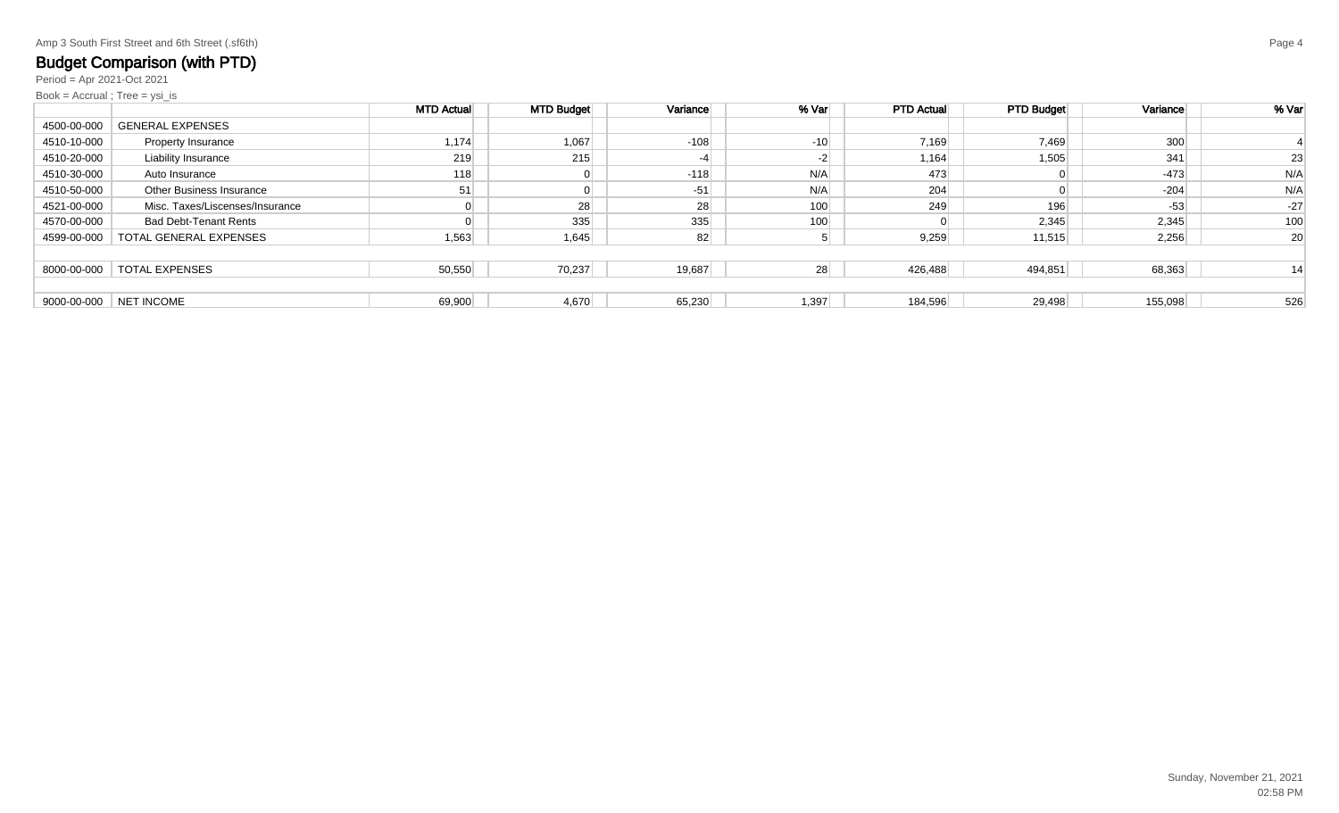Amp 3 South First Street and 6th Street (.sf6th)

## Budget Comparison (with PTD)

Period = Apr 2021-Oct 2021

Book = Accrual ; Tree = ysi_is

| | | MTD Actual | MTD Budget | Variance | % Var | PTD Actual | PTD Budget | Variance | % Var |
|---|---|---|---|---|---|---|---|---|---|
| 4500-00-000 | GENERAL EXPENSES | | | | | | | | |
| 4510-10-000 | Property Insurance | 1,174 | 1,067 | -108 | -10 | 7,169 | 7,469 | 300 | 4 |
| 4510-20-000 | Liability Insurance | 219 | 215 | -4 | -2 | 1,164 | 1,505 | 341 | 23 |
| 4510-30-000 | Auto Insurance | 118 | 0 | -118 | N/A | 473 | 0 | -473 | N/A |
| 4510-50-000 | Other Business Insurance | 51 | 0 | -51 | N/A | 204 | 0 | -204 | N/A |
| 4521-00-000 | Misc. Taxes/Liscenses/Insurance | 0 | 28 | 28 | 100 | 249 | 196 | -53 | -27 |
| 4570-00-000 | Bad Debt-Tenant Rents | 0 | 335 | 335 | 100 | 0 | 2,345 | 2,345 | 100 |
| 4599-00-000 | TOTAL GENERAL EXPENSES | 1,563 | 1,645 | 82 | 5 | 9,259 | 11,515 | 2,256 | 20 |
| | | | | | | | | | |
| 8000-00-000 | TOTAL EXPENSES | 50,550 | 70,237 | 19,687 | 28 | 426,488 | 494,851 | 68,363 | 14 |
| | | | | | | | | | |
| 9000-00-000 | NET INCOME | 69,900 | 4,670 | 65,230 | 1,397 | 184,596 | 29,498 | 155,098 | 526 |

Sunday, November 21, 2021
02:58 PM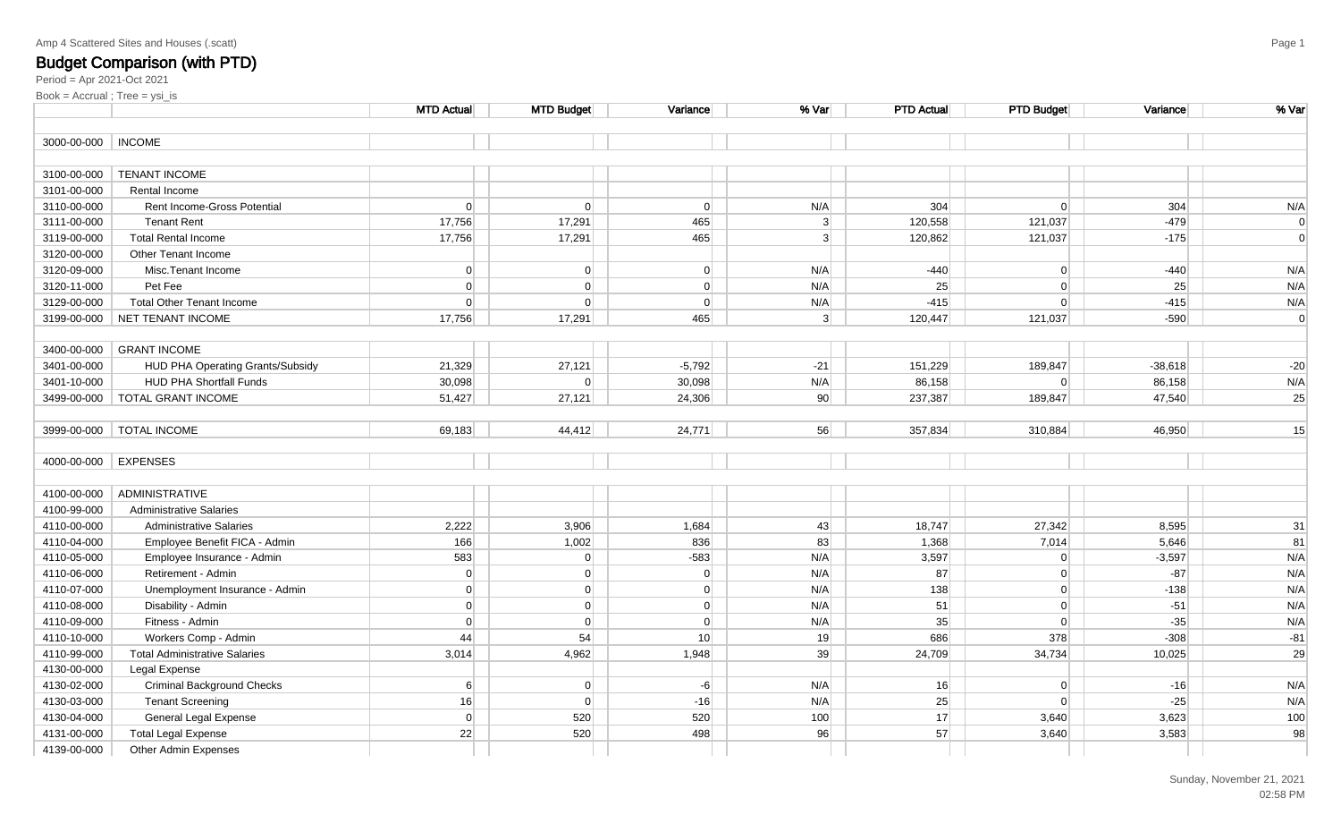Amp 4 Scattered Sites and Houses (.scatt)

# Budget Comparison (with PTD)

Period = Apr 2021-Oct 2021

Book = Accrual ; Tree = ysi_is

| | | MTD Actual | MTD Budget | Variance | % Var | PTD Actual | PTD Budget | Variance | % Var |
|---|---|---|---|---|---|---|---|---|---|
| 3000-00-000 | INCOME | | | | | | | | |
| 3100-00-000 | TENANT INCOME | | | | | | | | |
| 3101-00-000 | Rental Income | | | | | | | | |
| 3110-00-000 | Rent Income-Gross Potential | 0 | 0 | 0 | N/A | 304 | 0 | 304 | N/A |
| 3111-00-000 | Tenant Rent | 17,756 | 17,291 | 465 | 3 | 120,558 | 121,037 | -479 | 0 |
| 3119-00-000 | Total Rental Income | 17,756 | 17,291 | 465 | 3 | 120,862 | 121,037 | -175 | 0 |
| 3120-00-000 | Other Tenant Income | | | | | | | | |
| 3120-09-000 | Misc.Tenant Income | 0 | 0 | 0 | N/A | -440 | 0 | -440 | N/A |
| 3120-11-000 | Pet Fee | 0 | 0 | 0 | N/A | 25 | 0 | 25 | N/A |
| 3129-00-000 | Total Other Tenant Income | 0 | 0 | 0 | N/A | -415 | 0 | -415 | N/A |
| 3199-00-000 | NET TENANT INCOME | 17,756 | 17,291 | 465 | 3 | 120,447 | 121,037 | -590 | 0 |
| 3400-00-000 | GRANT INCOME | | | | | | | | |
| 3401-00-000 | HUD PHA Operating Grants/Subsidy | 21,329 | 27,121 | -5,792 | -21 | 151,229 | 189,847 | -38,618 | -20 |
| 3401-10-000 | HUD PHA Shortfall Funds | 30,098 | 0 | 30,098 | N/A | 86,158 | 0 | 86,158 | N/A |
| 3499-00-000 | TOTAL GRANT INCOME | 51,427 | 27,121 | 24,306 | 90 | 237,387 | 189,847 | 47,540 | 25 |
| 3999-00-000 | TOTAL INCOME | 69,183 | 44,412 | 24,771 | 56 | 357,834 | 310,884 | 46,950 | 15 |
| 4000-00-000 | EXPENSES | | | | | | | | |
| 4100-00-000 | ADMINISTRATIVE | | | | | | | | |
| 4100-99-000 | Administrative Salaries | | | | | | | | |
| 4110-00-000 | Administrative Salaries | 2,222 | 3,906 | 1,684 | 43 | 18,747 | 27,342 | 8,595 | 31 |
| 4110-04-000 | Employee Benefit FICA - Admin | 166 | 1,002 | 836 | 83 | 1,368 | 7,014 | 5,646 | 81 |
| 4110-05-000 | Employee Insurance - Admin | 583 | 0 | -583 | N/A | 3,597 | 0 | -3,597 | N/A |
| 4110-06-000 | Retirement - Admin | 0 | 0 | 0 | N/A | 87 | 0 | -87 | N/A |
| 4110-07-000 | Unemployment Insurance - Admin | 0 | 0 | 0 | N/A | 138 | 0 | -138 | N/A |
| 4110-08-000 | Disability - Admin | 0 | 0 | 0 | N/A | 51 | 0 | -51 | N/A |
| 4110-09-000 | Fitness - Admin | 0 | 0 | 0 | N/A | 35 | 0 | -35 | N/A |
| 4110-10-000 | Workers Comp - Admin | 44 | 54 | 10 | 19 | 686 | 378 | -308 | -81 |
| 4110-99-000 | Total Administrative Salaries | 3,014 | 4,962 | 1,948 | 39 | 24,709 | 34,734 | 10,025 | 29 |
| 4130-00-000 | Legal Expense | | | | | | | | |
| 4130-02-000 | Criminal Background Checks | 6 | 0 | -6 | N/A | 16 | 0 | -16 | N/A |
| 4130-03-000 | Tenant Screening | 16 | 0 | -16 | N/A | 25 | 0 | -25 | N/A |
| 4130-04-000 | General Legal Expense | 0 | 520 | 520 | 100 | 17 | 3,640 | 3,623 | 100 |
| 4131-00-000 | Total Legal Expense | 22 | 520 | 498 | 96 | 57 | 3,640 | 3,583 | 98 |
| 4139-00-000 | Other Admin Expenses | | | | | | | | |

Sunday, November 21, 2021
02:58 PM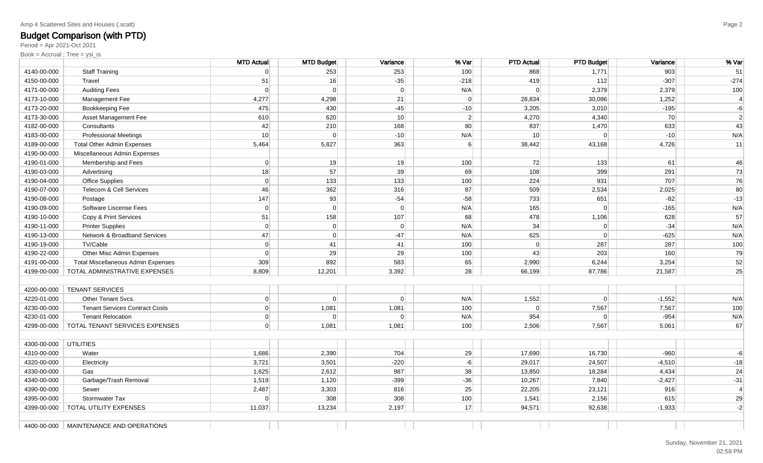Amp 4 Scattered Sites and Houses (.scatt)

# Budget Comparison (with PTD)

Period = Apr 2021-Oct 2021

Book = Accrual ; Tree = ysi_is

| | | MTD Actual | MTD Budget | Variance | % Var | PTD Actual | PTD Budget | Variance | % Var |
|---|---|---|---|---|---|---|---|---|---|
| 4140-00-000 | Staff Training | 0 | 253 | 253 | 100 | 868 | 1,771 | 903 | 51 |
| 4150-00-000 | Travel | 51 | 16 | -35 | -218 | 419 | 112 | -307 | -274 |
| 4171-00-000 | Auditing Fees | 0 | 0 | 0 | N/A | 0 | 2,379 | 2,379 | 100 |
| 4173-10-000 | Management Fee | 4,277 | 4,298 | 21 | 0 | 28,834 | 30,086 | 1,252 | 4 |
| 4173-20-000 | Bookkeeping Fee | 475 | 430 | -45 | -10 | 3,205 | 3,010 | -195 | -6 |
| 4173-30-000 | Asset Management Fee | 610 | 620 | 10 | 2 | 4,270 | 4,340 | 70 | 2 |
| 4182-00-000 | Consultants | 42 | 210 | 168 | 80 | 837 | 1,470 | 633 | 43 |
| 4183-00-000 | Professional Meetings | 10 | 0 | -10 | N/A | 10 | 0 | -10 | N/A |
| 4189-00-000 | Total Other Admin Expenses | 5,464 | 5,827 | 363 | 6 | 38,442 | 43,168 | 4,726 | 11 |
| 4190-00-000 | Miscellaneous Admin Expenses | | | | | | | | |
| 4190-01-000 | Membership and Fees | 0 | 19 | 19 | 100 | 72 | 133 | 61 | 46 |
| 4190-03-000 | Advertising | 18 | 57 | 39 | 69 | 108 | 399 | 291 | 73 |
| 4190-04-000 | Office Supplies | 0 | 133 | 133 | 100 | 224 | 931 | 707 | 76 |
| 4190-07-000 | Telecom & Cell Services | 46 | 362 | 316 | 87 | 509 | 2,534 | 2,025 | 80 |
| 4190-08-000 | Postage | 147 | 93 | -54 | -58 | 733 | 651 | -82 | -13 |
| 4190-09-000 | Software Liscense Fees | 0 | 0 | 0 | N/A | 165 | 0 | -165 | N/A |
| 4190-10-000 | Copy & Print Services | 51 | 158 | 107 | 68 | 478 | 1,106 | 628 | 57 |
| 4190-11-000 | Printer Supplies | 0 | 0 | 0 | N/A | 34 | 0 | -34 | N/A |
| 4190-13-000 | Network & Broadband Services | 47 | 0 | -47 | N/A | 625 | 0 | -625 | N/A |
| 4190-19-000 | TV/Cable | 0 | 41 | 41 | 100 | 0 | 287 | 287 | 100 |
| 4190-22-000 | Other Misc Admin Expenses | 0 | 29 | 29 | 100 | 43 | 203 | 160 | 79 |
| 4191-00-000 | Total Miscellaneous Admin Expenses | 309 | 892 | 583 | 65 | 2,990 | 6,244 | 3,254 | 52 |
| 4199-00-000 | TOTAL ADMINISTRATIVE EXPENSES | 8,809 | 12,201 | 3,392 | 28 | 66,199 | 87,786 | 21,587 | 25 |
| | | | | | | | | | |
| 4200-00-000 | TENANT SERVICES | | | | | | | | |
| 4220-01-000 | Other Tenant Svcs. | 0 | 0 | 0 | N/A | 1,552 | 0 | -1,552 | N/A |
| 4230-00-000 | Tenant Services Contract Costs | 0 | 1,081 | 1,081 | 100 | 0 | 7,567 | 7,567 | 100 |
| 4230-01-000 | Tenant Relocation | 0 | 0 | 0 | N/A | 954 | 0 | -954 | N/A |
| 4299-00-000 | TOTAL TENANT SERVICES EXPENSES | 0 | 1,081 | 1,081 | 100 | 2,506 | 7,567 | 5,061 | 67 |
| | | | | | | | | | |
| 4300-00-000 | UTILITIES | | | | | | | | |
| 4310-00-000 | Water | 1,686 | 2,390 | 704 | 29 | 17,690 | 16,730 | -960 | -6 |
| 4320-00-000 | Electricity | 3,721 | 3,501 | -220 | -6 | 29,017 | 24,507 | -4,510 | -18 |
| 4330-00-000 | Gas | 1,625 | 2,612 | 987 | 38 | 13,850 | 18,284 | 4,434 | 24 |
| 4340-00-000 | Garbage/Trash Removal | 1,519 | 1,120 | -399 | -36 | 10,267 | 7,840 | -2,427 | -31 |
| 4390-00-000 | Sewer | 2,487 | 3,303 | 816 | 25 | 22,205 | 23,121 | 916 | 4 |
| 4395-00-000 | Stormwater Tax | 0 | 308 | 308 | 100 | 1,541 | 2,156 | 615 | 29 |
| 4399-00-000 | TOTAL UTILITY EXPENSES | 11,037 | 13,234 | 2,197 | 17 | 94,571 | 92,638 | -1,933 | -2 |
| | | | | | | | | | |
| 4400-00-000 | MAINTENANCE AND OPERATIONS | | | | | | | | |

Sunday, November 21, 2021
02:58 PM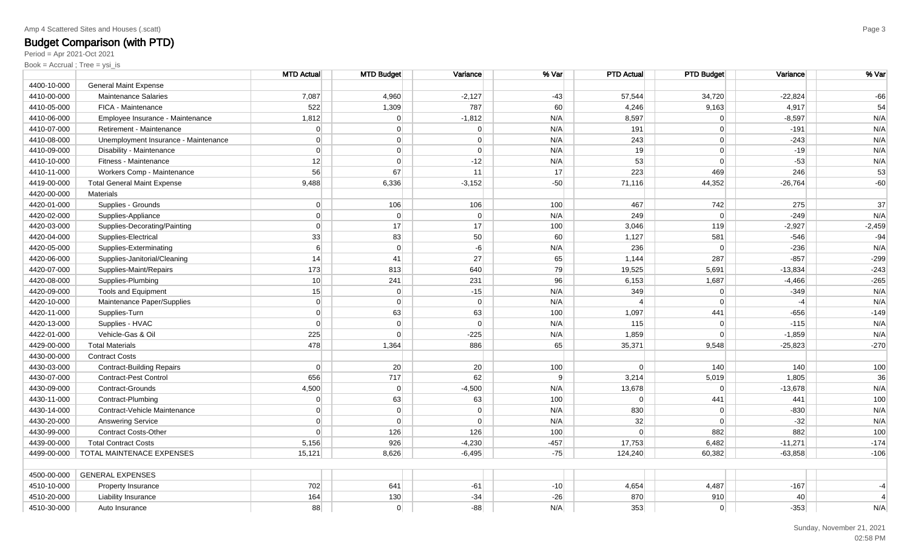Amp 4 Scattered Sites and Houses (.scatt)

# Budget Comparison (with PTD)

Period = Apr 2021-Oct 2021

Book = Accrual ; Tree = ysi_is

| | | MTD Actual | MTD Budget | Variance | % Var | PTD Actual | PTD Budget | Variance | % Var |
|---|---|---|---|---|---|---|---|---|---|
| 4400-10-000 | General Maint Expense | | | | | | | | |
| 4410-00-000 | Maintenance Salaries | 7,087 | 4,960 | -2,127 | -43 | 57,544 | 34,720 | -22,824 | -66 |
| 4410-05-000 | FICA - Maintenance | 522 | 1,309 | 787 | 60 | 4,246 | 9,163 | 4,917 | 54 |
| 4410-06-000 | Employee Insurance - Maintenance | 1,812 | 0 | -1,812 | N/A | 8,597 | 0 | -8,597 | N/A |
| 4410-07-000 | Retirement - Maintenance | 0 | 0 | 0 | N/A | 191 | 0 | -191 | N/A |
| 4410-08-000 | Unemployment Insurance - Maintenance | 0 | 0 | 0 | N/A | 243 | 0 | -243 | N/A |
| 4410-09-000 | Disability - Maintenance | 0 | 0 | 0 | N/A | 19 | 0 | -19 | N/A |
| 4410-10-000 | Fitness - Maintenance | 12 | 0 | -12 | N/A | 53 | 0 | -53 | N/A |
| 4410-11-000 | Workers Comp - Maintenance | 56 | 67 | 11 | 17 | 223 | 469 | 246 | 53 |
| 4419-00-000 | Total General Maint Expense | 9,488 | 6,336 | -3,152 | -50 | 71,116 | 44,352 | -26,764 | -60 |
| 4420-00-000 | Materials | | | | | | | | |
| 4420-01-000 | Supplies - Grounds | 0 | 106 | 106 | 100 | 467 | 742 | 275 | 37 |
| 4420-02-000 | Supplies-Appliance | 0 | 0 | 0 | N/A | 249 | 0 | -249 | N/A |
| 4420-03-000 | Supplies-Decorating/Painting | 0 | 17 | 17 | 100 | 3,046 | 119 | -2,927 | -2,459 |
| 4420-04-000 | Supplies-Electrical | 33 | 83 | 50 | 60 | 1,127 | 581 | -546 | -94 |
| 4420-05-000 | Supplies-Exterminating | 6 | 0 | -6 | N/A | 236 | 0 | -236 | N/A |
| 4420-06-000 | Supplies-Janitorial/Cleaning | 14 | 41 | 27 | 65 | 1,144 | 287 | -857 | -299 |
| 4420-07-000 | Supplies-Maint/Repairs | 173 | 813 | 640 | 79 | 19,525 | 5,691 | -13,834 | -243 |
| 4420-08-000 | Supplies-Plumbing | 10 | 241 | 231 | 96 | 6,153 | 1,687 | -4,466 | -265 |
| 4420-09-000 | Tools and Equipment | 15 | 0 | -15 | N/A | 349 | 0 | -349 | N/A |
| 4420-10-000 | Maintenance Paper/Supplies | 0 | 0 | 0 | N/A | 4 | 0 | -4 | N/A |
| 4420-11-000 | Supplies-Turn | 0 | 63 | 63 | 100 | 1,097 | 441 | -656 | -149 |
| 4420-13-000 | Supplies - HVAC | 0 | 0 | 0 | N/A | 115 | 0 | -115 | N/A |
| 4422-01-000 | Vehicle-Gas & Oil | 225 | 0 | -225 | N/A | 1,859 | 0 | -1,859 | N/A |
| 4429-00-000 | Total Materials | 478 | 1,364 | 886 | 65 | 35,371 | 9,548 | -25,823 | -270 |
| 4430-00-000 | Contract Costs | | | | | | | | |
| 4430-03-000 | Contract-Building Repairs | 0 | 20 | 20 | 100 | 0 | 140 | 140 | 100 |
| 4430-07-000 | Contract-Pest Control | 656 | 717 | 62 | 9 | 3,214 | 5,019 | 1,805 | 36 |
| 4430-09-000 | Contract-Grounds | 4,500 | 0 | -4,500 | N/A | 13,678 | 0 | -13,678 | N/A |
| 4430-11-000 | Contract-Plumbing | 0 | 63 | 63 | 100 | 0 | 441 | 441 | 100 |
| 4430-14-000 | Contract-Vehicle Maintenance | 0 | 0 | 0 | N/A | 830 | 0 | -830 | N/A |
| 4430-20-000 | Answering Service | 0 | 0 | 0 | N/A | 32 | 0 | -32 | N/A |
| 4430-99-000 | Contract Costs-Other | 0 | 126 | 126 | 100 | 0 | 882 | 882 | 100 |
| 4439-00-000 | Total Contract Costs | 5,156 | 926 | -4,230 | -457 | 17,753 | 6,482 | -11,271 | -174 |
| 4499-00-000 | TOTAL MAINTENACE EXPENSES | 15,121 | 8,626 | -6,495 | -75 | 124,240 | 60,382 | -63,858 | -106 |
| | | | | | | | | | |
| 4500-00-000 | GENERAL EXPENSES | | | | | | | | |
| 4510-10-000 | Property Insurance | 702 | 641 | -61 | -10 | 4,654 | 4,487 | -167 | -4 |
| 4510-20-000 | Liability Insurance | 164 | 130 | -34 | -26 | 870 | 910 | 40 | 4 |
| 4510-30-000 | Auto Insurance | 88 | 0 | -88 | N/A | 353 | 0 | -353 | N/A |

Sunday, November 21, 2021
02:58 PM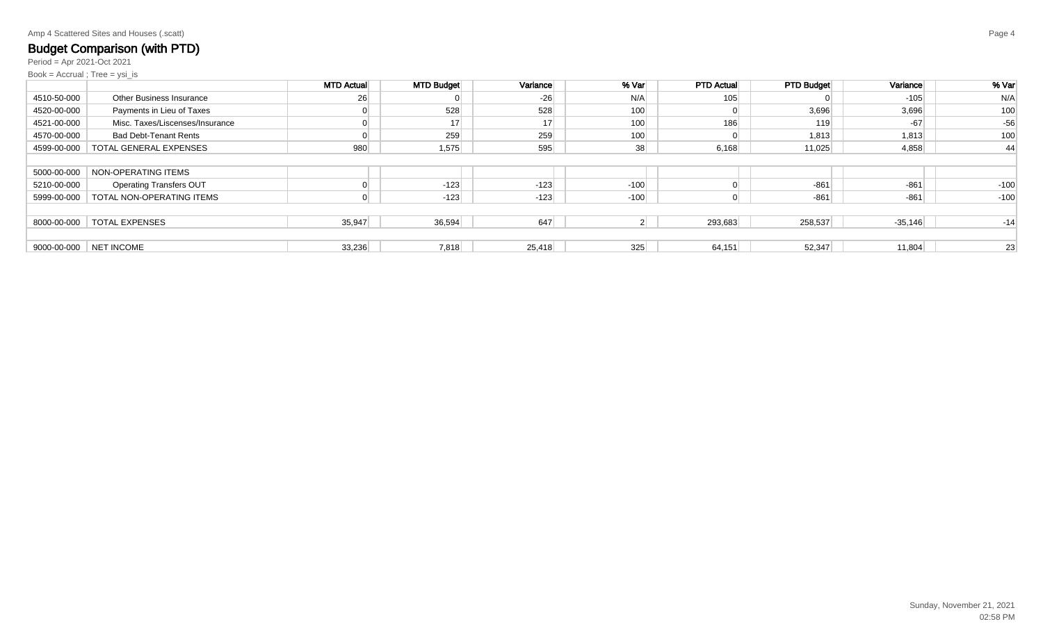Amp 4 Scattered Sites and Houses (.scatt)

## Budget Comparison (with PTD)

Period = Apr 2021-Oct 2021

Book = Accrual ; Tree = ysi_is

| | | MTD Actual | MTD Budget | Variance | % Var | PTD Actual | PTD Budget | Variance | % Var |
|---|---|---|---|---|---|---|---|---|---|
| 4510-50-000 | Other Business Insurance | 26 | 0 | -26 | N/A | 105 | 0 | -105 | N/A |
| 4520-00-000 | Payments in Lieu of Taxes | 0 | 528 | 528 | 100 | 0 | 3,696 | 3,696 | 100 |
| 4521-00-000 | Misc. Taxes/Liscenses/Insurance | 0 | 17 | 17 | 100 | 186 | 119 | -67 | -56 |
| 4570-00-000 | Bad Debt-Tenant Rents | 0 | 259 | 259 | 100 | 0 | 1,813 | 1,813 | 100 |
| 4599-00-000 | TOTAL GENERAL EXPENSES | 980 | 1,575 | 595 | 38 | 6,168 | 11,025 | 4,858 | 44 |
| | | | | | | | | | |
| 5000-00-000 | NON-OPERATING ITEMS | | | | | | | | |
| 5210-00-000 | Operating Transfers OUT | 0 | -123 | -123 | -100 | 0 | -861 | -861 | -100 |
| 5999-00-000 | TOTAL NON-OPERATING ITEMS | 0 | -123 | -123 | -100 | 0 | -861 | -861 | -100 |
| | | | | | | | | | |
| 8000-00-000 | TOTAL EXPENSES | 35,947 | 36,594 | 647 | 2 | 293,683 | 258,537 | -35,146 | -14 |
| | | | | | | | | | |
| 9000-00-000 | NET INCOME | 33,236 | 7,818 | 25,418 | 325 | 64,151 | 52,347 | 11,804 | 23 |

Sunday, November 21, 2021
02:58 PM